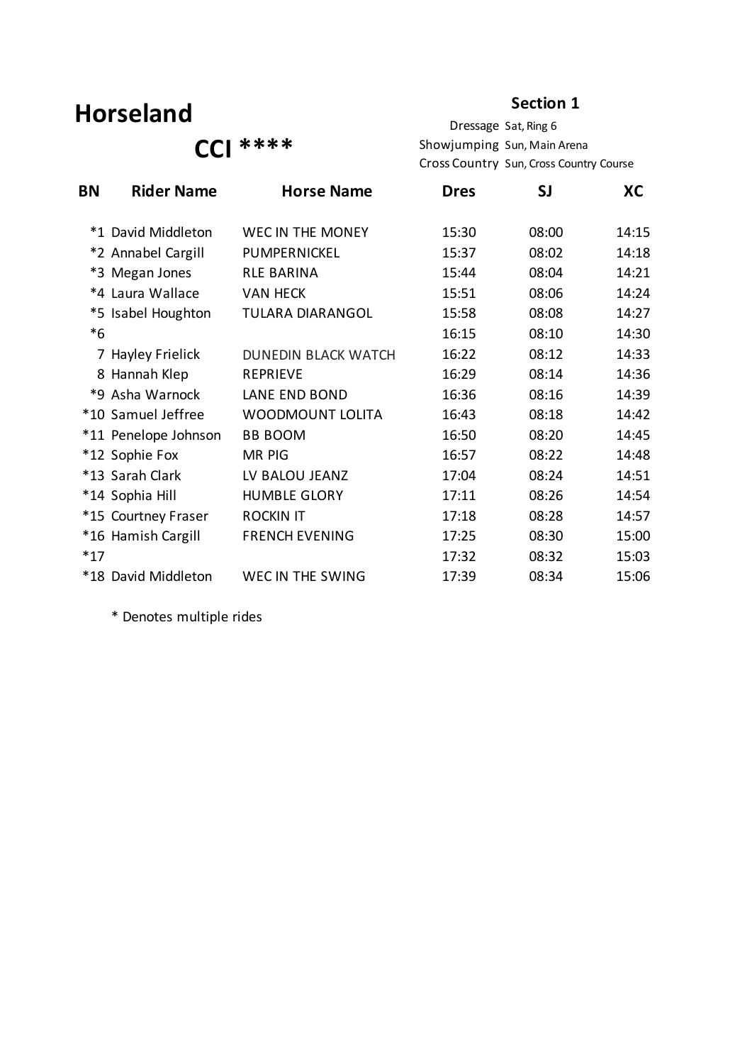# Horseland

## CCI ****

**Section 1**

Dressage Sat, Ring 6
Showjumping Sun, Main Arena
Cross Country Sun, Cross Country Course

| BN | Rider Name | Horse Name | Dres | SJ | XC |
|---|---|---|---|---|---|
| *1 | David Middleton | WEC IN THE MONEY | 15:30 | 08:00 | 14:15 |
| *2 | Annabel Cargill | PUMPERNICKEL | 15:37 | 08:02 | 14:18 |
| *3 | Megan Jones | RLE BARINA | 15:44 | 08:04 | 14:21 |
| *4 | Laura Wallace | VAN HECK | 15:51 | 08:06 | 14:24 |
| *5 | Isabel Houghton | TULARA DIARANGOL | 15:58 | 08:08 | 14:27 |
| *6 | | | 16:15 | 08:10 | 14:30 |
| 7 | Hayley Frielick | DUNEDIN BLACK WATCH | 16:22 | 08:12 | 14:33 |
| 8 | Hannah Klep | REPRIEVE | 16:29 | 08:14 | 14:36 |
| *9 | Asha Warnock | LANE END BOND | 16:36 | 08:16 | 14:39 |
| *10 | Samuel Jeffree | WOODMOUNT LOLITA | 16:43 | 08:18 | 14:42 |
| *11 | Penelope Johnson | BB BOOM | 16:50 | 08:20 | 14:45 |
| *12 | Sophie Fox | MR PIG | 16:57 | 08:22 | 14:48 |
| *13 | Sarah Clark | LV BALOU JEANZ | 17:04 | 08:24 | 14:51 |
| *14 | Sophia Hill | HUMBLE GLORY | 17:11 | 08:26 | 14:54 |
| *15 | Courtney Fraser | ROCKIN IT | 17:18 | 08:28 | 14:57 |
| *16 | Hamish Cargill | FRENCH EVENING | 17:25 | 08:30 | 15:00 |
| *17 | | | 17:32 | 08:32 | 15:03 |
| *18 | David Middleton | WEC IN THE SWING | 17:39 | 08:34 | 15:06 |

* Denotes multiple rides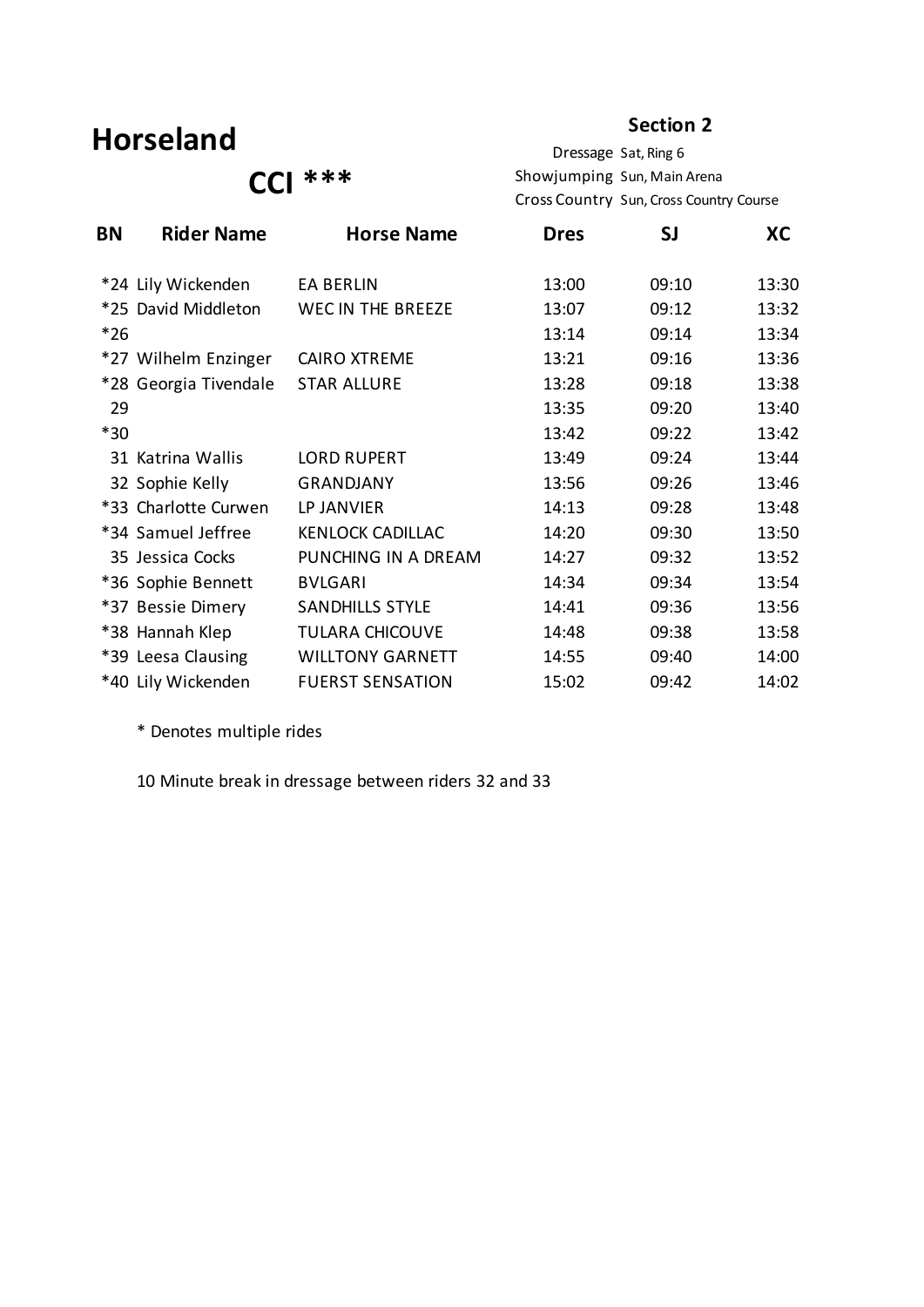# Horseland

## CCI ***

**Section 2**

Dressage Sat, Ring 6
Showjumping Sun, Main Arena
Cross Country Sun, Cross Country Course

| BN | Rider Name | Horse Name | Dres | SJ | XC |
|---|---|---|---|---|---|
| *24 | Lily Wickenden | EA BERLIN | 13:00 | 09:10 | 13:30 |
| *25 | David Middleton | WEC IN THE BREEZE | 13:07 | 09:12 | 13:32 |
| *26 | | | 13:14 | 09:14 | 13:34 |
| *27 | Wilhelm Enzinger | CAIRO XTREME | 13:21 | 09:16 | 13:36 |
| *28 | Georgia Tivendale | STAR ALLURE | 13:28 | 09:18 | 13:38 |
| 29 | | | 13:35 | 09:20 | 13:40 |
| *30 | | | 13:42 | 09:22 | 13:42 |
| 31 | Katrina Wallis | LORD RUPERT | 13:49 | 09:24 | 13:44 |
| 32 | Sophie Kelly | GRANDJANY | 13:56 | 09:26 | 13:46 |
| *33 | Charlotte Curwen | LP JANVIER | 14:13 | 09:28 | 13:48 |
| *34 | Samuel Jeffree | KENLOCK CADILLAC | 14:20 | 09:30 | 13:50 |
| 35 | Jessica Cocks | PUNCHING IN A DREAM | 14:27 | 09:32 | 13:52 |
| *36 | Sophie Bennett | BVLGARI | 14:34 | 09:34 | 13:54 |
| *37 | Bessie Dimery | SANDHILLS STYLE | 14:41 | 09:36 | 13:56 |
| *38 | Hannah Klep | TULARA CHICOUVE | 14:48 | 09:38 | 13:58 |
| *39 | Leesa Clausing | WILLTONY GARNETT | 14:55 | 09:40 | 14:00 |
| *40 | Lily Wickenden | FUERST SENSATION | 15:02 | 09:42 | 14:02 |

\* Denotes multiple rides

10 Minute break in dressage between riders 32 and 33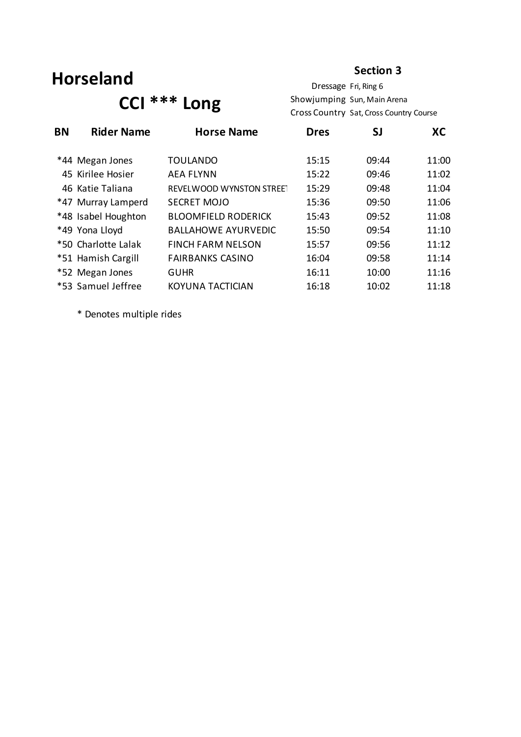# Horseland

## CCI *** Long

**Section 3**

Dressage Fri, Ring 6
Showjumping Sun, Main Arena
Cross Country Sat, Cross Country Course

| BN | Rider Name | Horse Name | Dres | SJ | XC |
|---|---|---|---|---|---|
| *44 | Megan Jones | TOULANDO | 15:15 | 09:44 | 11:00 |
| 45 | Kirilee Hosier | AEA FLYNN | 15:22 | 09:46 | 11:02 |
| 46 | Katie Taliana | REVELWOOD WYNSTON STREET | 15:29 | 09:48 | 11:04 |
| *47 | Murray Lamperd | SECRET MOJO | 15:36 | 09:50 | 11:06 |
| *48 | Isabel Houghton | BLOOMFIELD RODERICK | 15:43 | 09:52 | 11:08 |
| *49 | Yona Lloyd | BALLAHOWE AYURVEDIC | 15:50 | 09:54 | 11:10 |
| *50 | Charlotte Lalak | FINCH FARM NELSON | 15:57 | 09:56 | 11:12 |
| *51 | Hamish Cargill | FAIRBANKS CASINO | 16:04 | 09:58 | 11:14 |
| *52 | Megan Jones | GUHR | 16:11 | 10:00 | 11:16 |
| *53 | Samuel Jeffree | KOYUNA TACTICIAN | 16:18 | 10:02 | 11:18 |

* Denotes multiple rides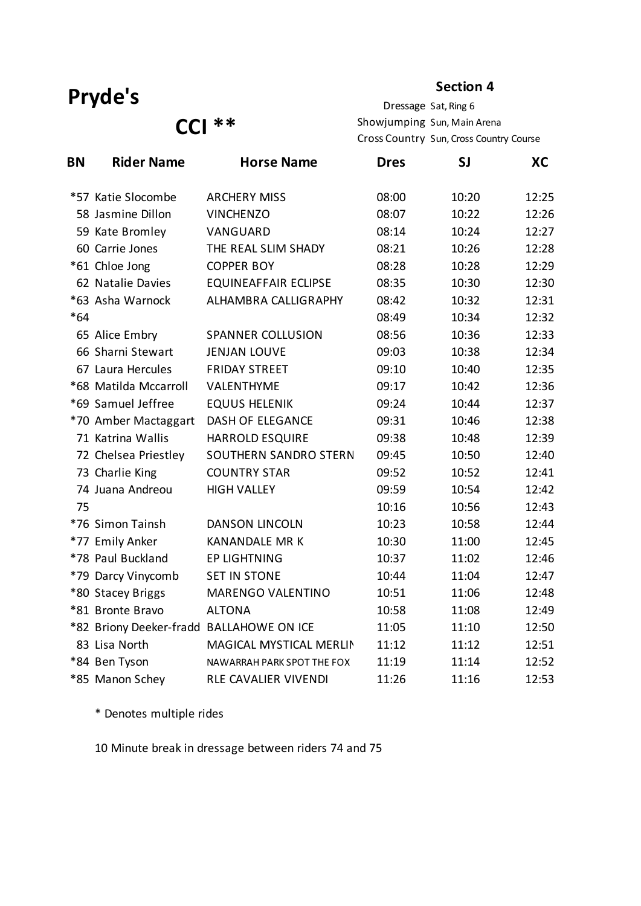# Pryde's

## CCI **

**Section 4**

Dressage Sat, Ring 6
Showjumping Sun, Main Arena
Cross Country Sun, Cross Country Course

| BN | Rider Name | Horse Name | Dres | SJ | XC |
|---|---|---|---|---|---|
| *57 | Katie Slocombe | ARCHERY MISS | 08:00 | 10:20 | 12:25 |
| 58 | Jasmine Dillon | VINCHENZO | 08:07 | 10:22 | 12:26 |
| 59 | Kate Bromley | VANGUARD | 08:14 | 10:24 | 12:27 |
| 60 | Carrie Jones | THE REAL SLIM SHADY | 08:21 | 10:26 | 12:28 |
| *61 | Chloe Jong | COPPER BOY | 08:28 | 10:28 | 12:29 |
| 62 | Natalie Davies | EQUINEAFFAIR ECLIPSE | 08:35 | 10:30 | 12:30 |
| *63 | Asha Warnock | ALHAMBRA CALLIGRAPHY | 08:42 | 10:32 | 12:31 |
| *64 | | | 08:49 | 10:34 | 12:32 |
| 65 | Alice Embry | SPANNER COLLUSION | 08:56 | 10:36 | 12:33 |
| 66 | Sharni Stewart | JENJAN LOUVE | 09:03 | 10:38 | 12:34 |
| 67 | Laura Hercules | FRIDAY STREET | 09:10 | 10:40 | 12:35 |
| *68 | Matilda Mccarroll | VALENTHYME | 09:17 | 10:42 | 12:36 |
| *69 | Samuel Jeffree | EQUUS HELENIK | 09:24 | 10:44 | 12:37 |
| *70 | Amber Mactaggart | DASH OF ELEGANCE | 09:31 | 10:46 | 12:38 |
| 71 | Katrina Wallis | HARROLD ESQUIRE | 09:38 | 10:48 | 12:39 |
| 72 | Chelsea Priestley | SOUTHERN SANDRO STERN | 09:45 | 10:50 | 12:40 |
| 73 | Charlie King | COUNTRY STAR | 09:52 | 10:52 | 12:41 |
| 74 | Juana Andreou | HIGH VALLEY | 09:59 | 10:54 | 12:42 |
| 75 | | | 10:16 | 10:56 | 12:43 |
| *76 | Simon Tainsh | DANSON LINCOLN | 10:23 | 10:58 | 12:44 |
| *77 | Emily Anker | KANANDALE MR K | 10:30 | 11:00 | 12:45 |
| *78 | Paul Buckland | EP LIGHTNING | 10:37 | 11:02 | 12:46 |
| *79 | Darcy Vinycomb | SET IN STONE | 10:44 | 11:04 | 12:47 |
| *80 | Stacey Briggs | MARENGO VALENTINO | 10:51 | 11:06 | 12:48 |
| *81 | Bronte Bravo | ALTONA | 10:58 | 11:08 | 12:49 |
| *82 | Briony Deeker-fradd | BALLAHOWE ON ICE | 11:05 | 11:10 | 12:50 |
| 83 | Lisa North | MAGICAL MYSTICAL MERLIN | 11:12 | 11:12 | 12:51 |
| *84 | Ben Tyson | NAWARRAH PARK SPOT THE FOX | 11:19 | 11:14 | 12:52 |
| *85 | Manon Schey | RLE CAVALIER VIVENDI | 11:26 | 11:16 | 12:53 |

* Denotes multiple rides

10 Minute break in dressage between riders 74 and 75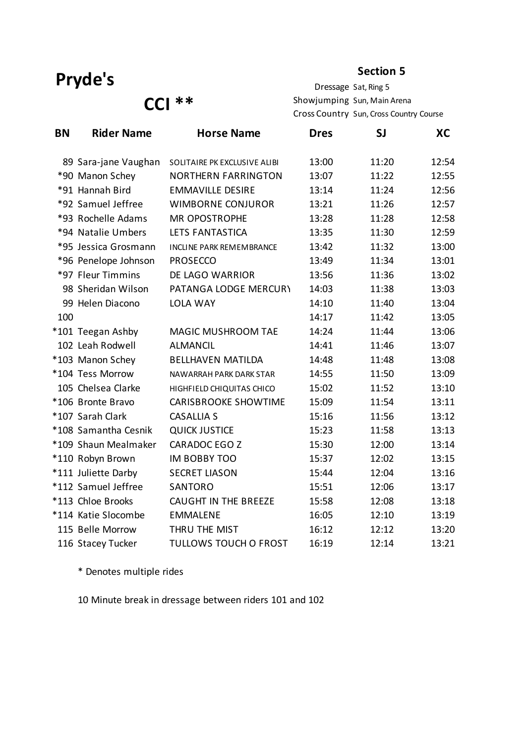# Pryde's

## CCI **

**Section 5**

Dressage Sat, Ring 5
Showjumping Sun, Main Arena
Cross Country Sun, Cross Country Course

| BN | Rider Name | Horse Name | Dres | SJ | XC |
|---|---|---|---|---|---|
| 89 | Sara-jane Vaughan | SOLITAIRE PK EXCLUSIVE ALIBI | 13:00 | 11:20 | 12:54 |
| *90 | Manon Schey | NORTHERN FARRINGTON | 13:07 | 11:22 | 12:55 |
| *91 | Hannah Bird | EMMAVILLE DESIRE | 13:14 | 11:24 | 12:56 |
| *92 | Samuel Jeffree | WIMBORNE CONJUROR | 13:21 | 11:26 | 12:57 |
| *93 | Rochelle Adams | MR OPOSTROPHE | 13:28 | 11:28 | 12:58 |
| *94 | Natalie Umbers | LETS FANTASTICA | 13:35 | 11:30 | 12:59 |
| *95 | Jessica Grosmann | INCLINE PARK REMEMBRANCE | 13:42 | 11:32 | 13:00 |
| *96 | Penelope Johnson | PROSECCO | 13:49 | 11:34 | 13:01 |
| *97 | Fleur Timmins | DE LAGO WARRIOR | 13:56 | 11:36 | 13:02 |
| 98 | Sheridan Wilson | PATANGA LODGE MERCURY | 14:03 | 11:38 | 13:03 |
| 99 | Helen Diacono | LOLA WAY | 14:10 | 11:40 | 13:04 |
| 100 | | | 14:17 | 11:42 | 13:05 |
| *101 | Teegan Ashby | MAGIC MUSHROOM TAE | 14:24 | 11:44 | 13:06 |
| 102 | Leah Rodwell | ALMANCIL | 14:41 | 11:46 | 13:07 |
| *103 | Manon Schey | BELLHAVEN MATILDA | 14:48 | 11:48 | 13:08 |
| *104 | Tess Morrow | NAWARRAH PARK DARK STAR | 14:55 | 11:50 | 13:09 |
| 105 | Chelsea Clarke | HIGHFIELD CHIQUITAS CHICO | 15:02 | 11:52 | 13:10 |
| *106 | Bronte Bravo | CARISBROOKE SHOWTIME | 15:09 | 11:54 | 13:11 |
| *107 | Sarah Clark | CASALLIA S | 15:16 | 11:56 | 13:12 |
| *108 | Samantha Cesnik | QUICK JUSTICE | 15:23 | 11:58 | 13:13 |
| *109 | Shaun Mealmaker | CARADOC EGO Z | 15:30 | 12:00 | 13:14 |
| *110 | Robyn Brown | IM BOBBY TOO | 15:37 | 12:02 | 13:15 |
| *111 | Juliette Darby | SECRET LIASON | 15:44 | 12:04 | 13:16 |
| *112 | Samuel Jeffree | SANTORO | 15:51 | 12:06 | 13:17 |
| *113 | Chloe Brooks | CAUGHT IN THE BREEZE | 15:58 | 12:08 | 13:18 |
| *114 | Katie Slocombe | EMMALENE | 16:05 | 12:10 | 13:19 |
| 115 | Belle Morrow | THRU THE MIST | 16:12 | 12:12 | 13:20 |
| 116 | Stacey Tucker | TULLOWS TOUCH O FROST | 16:19 | 12:14 | 13:21 |

* Denotes multiple rides

10 Minute break in dressage between riders 101 and 102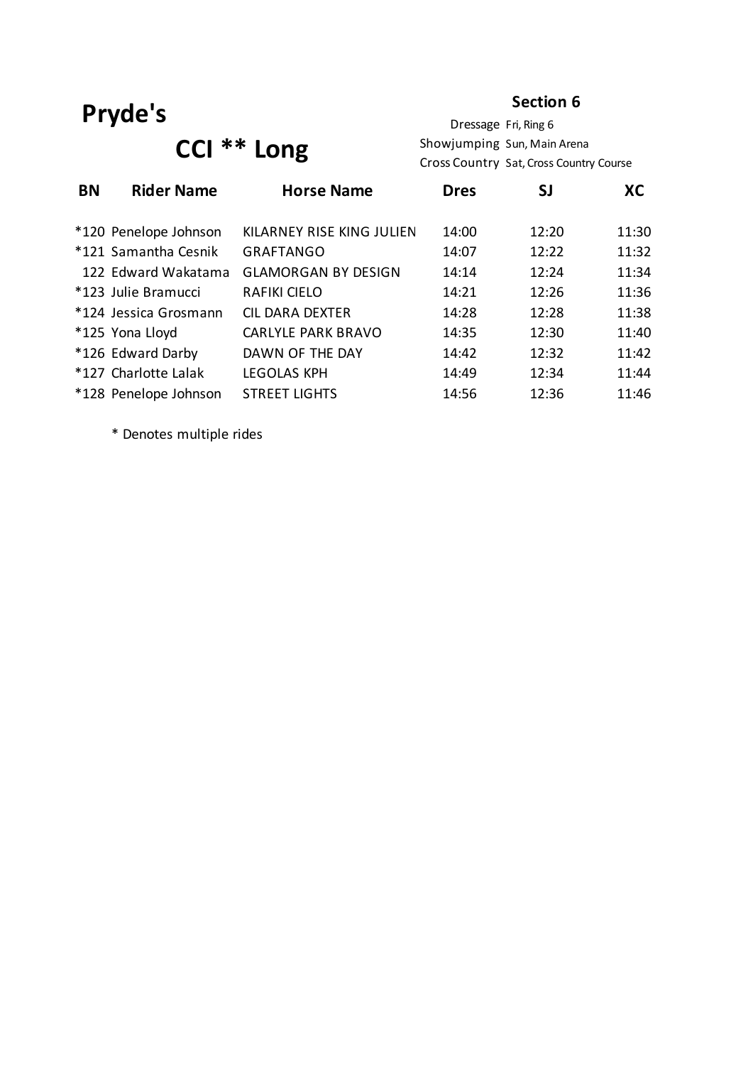# Pryde's

## CCI ** Long

**Section 6**

Dressage Fri, Ring 6
Showjumping Sun, Main Arena
Cross Country Sat, Cross Country Course

| BN | Rider Name | Horse Name | Dres | SJ | XC |
|---|---|---|---|---|---|
| *120 | Penelope Johnson | KILARNEY RISE KING JULIEN | 14:00 | 12:20 | 11:30 |
| *121 | Samantha Cesnik | GRAFTANGO | 14:07 | 12:22 | 11:32 |
| 122 | Edward Wakatama | GLAMORGAN BY DESIGN | 14:14 | 12:24 | 11:34 |
| *123 | Julie Bramucci | RAFIKI CIELO | 14:21 | 12:26 | 11:36 |
| *124 | Jessica Grosmann | CIL DARA DEXTER | 14:28 | 12:28 | 11:38 |
| *125 | Yona Lloyd | CARLYLE PARK BRAVO | 14:35 | 12:30 | 11:40 |
| *126 | Edward Darby | DAWN OF THE DAY | 14:42 | 12:32 | 11:42 |
| *127 | Charlotte Lalak | LEGOLAS KPH | 14:49 | 12:34 | 11:44 |
| *128 | Penelope Johnson | STREET LIGHTS | 14:56 | 12:36 | 11:46 |

* Denotes multiple rides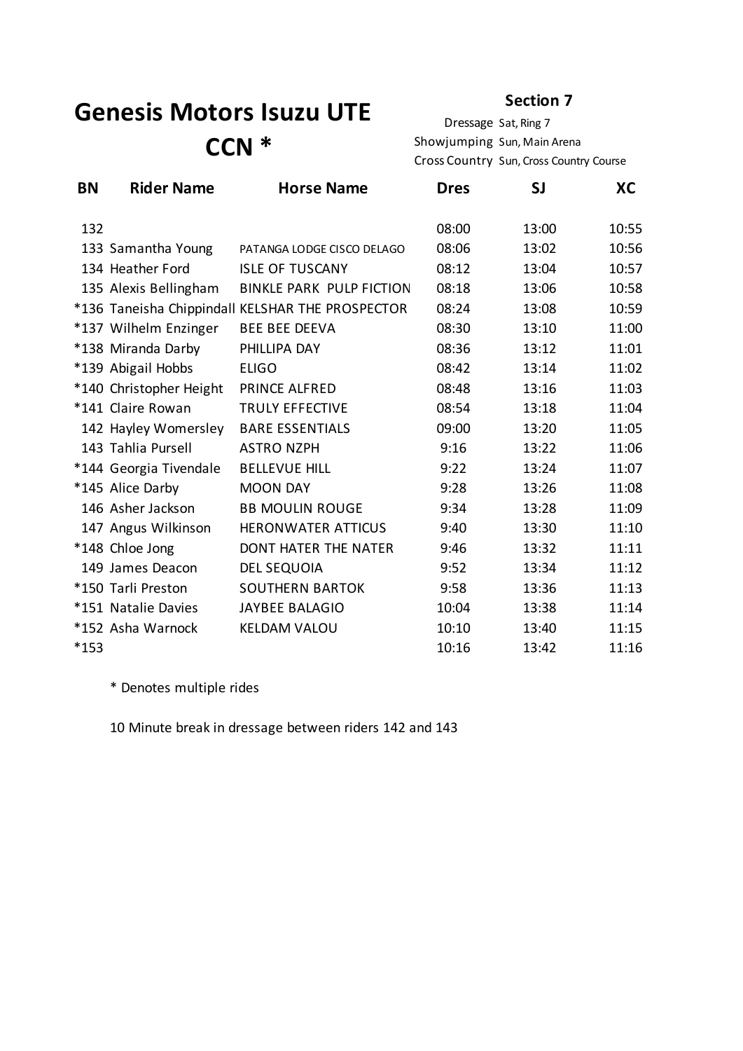# Genesis Motors Isuzu UTE CCN *

**Section 7**

Dressage Sat, Ring 7
Showjumping Sun, Main Arena
Cross Country Sun, Cross Country Course

| BN | Rider Name | Horse Name | Dres | SJ | XC |
|---|---|---|---|---|---|
| 132 | | | 08:00 | 13:00 | 10:55 |
| 133 | Samantha Young | PATANGA LODGE CISCO DELAGO | 08:06 | 13:02 | 10:56 |
| 134 | Heather Ford | ISLE OF TUSCANY | 08:12 | 13:04 | 10:57 |
| 135 | Alexis Bellingham | BINKLE PARK PULP FICTION | 08:18 | 13:06 | 10:58 |
| *136 | Taneisha Chippindall | KELSHAR THE PROSPECTOR | 08:24 | 13:08 | 10:59 |
| *137 | Wilhelm Enzinger | BEE BEE DEEVA | 08:30 | 13:10 | 11:00 |
| *138 | Miranda Darby | PHILLIPA DAY | 08:36 | 13:12 | 11:01 |
| *139 | Abigail Hobbs | ELIGO | 08:42 | 13:14 | 11:02 |
| *140 | Christopher Height | PRINCE ALFRED | 08:48 | 13:16 | 11:03 |
| *141 | Claire Rowan | TRULY EFFECTIVE | 08:54 | 13:18 | 11:04 |
| 142 | Hayley Womersley | BARE ESSENTIALS | 09:00 | 13:20 | 11:05 |
| 143 | Tahlia Pursell | ASTRO NZPH | 9:16 | 13:22 | 11:06 |
| *144 | Georgia Tivendale | BELLEVUE HILL | 9:22 | 13:24 | 11:07 |
| *145 | Alice Darby | MOON DAY | 9:28 | 13:26 | 11:08 |
| 146 | Asher Jackson | BB MOULIN ROUGE | 9:34 | 13:28 | 11:09 |
| 147 | Angus Wilkinson | HERONWATER ATTICUS | 9:40 | 13:30 | 11:10 |
| *148 | Chloe Jong | DONT HATER THE NATER | 9:46 | 13:32 | 11:11 |
| 149 | James Deacon | DEL SEQUOIA | 9:52 | 13:34 | 11:12 |
| *150 | Tarli Preston | SOUTHERN BARTOK | 9:58 | 13:36 | 11:13 |
| *151 | Natalie Davies | JAYBEE BALAGIO | 10:04 | 13:38 | 11:14 |
| *152 | Asha Warnock | KELDAM VALOU | 10:10 | 13:40 | 11:15 |
| *153 | | | 10:16 | 13:42 | 11:16 |

\* Denotes multiple rides

10 Minute break in dressage between riders 142 and 143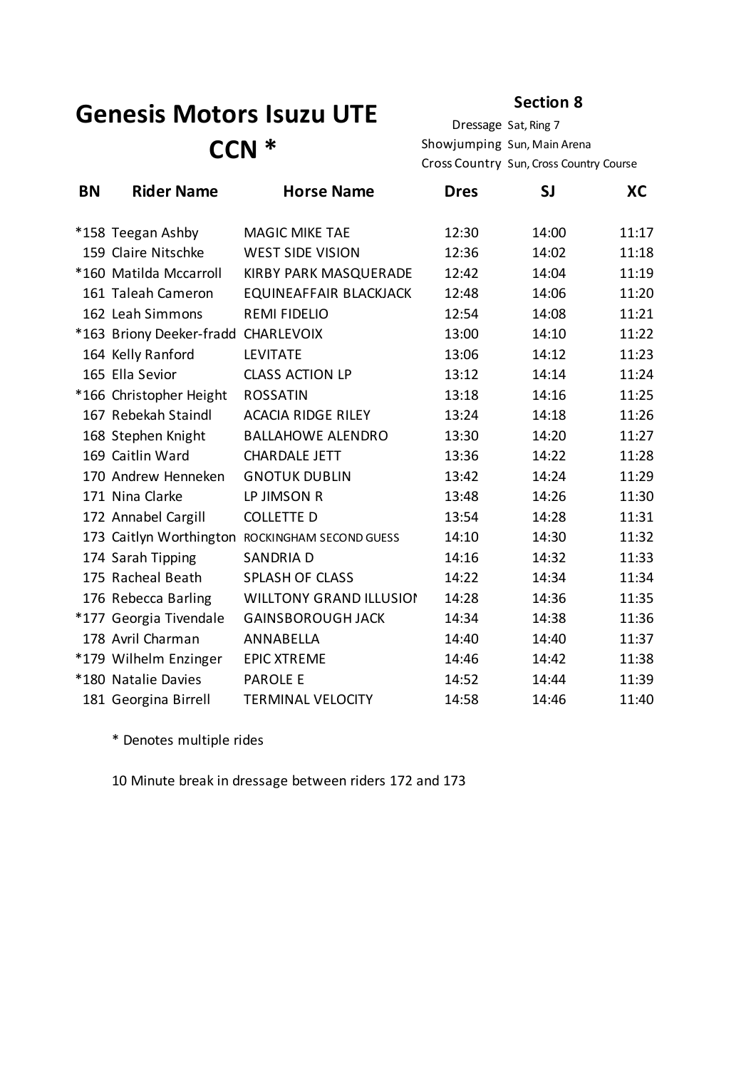# Genesis Motors Isuzu UTE CCN *

**Section 8**

Dressage Sat, Ring 7
Showjumping Sun, Main Arena
Cross Country Sun, Cross Country Course

| BN | Rider Name | Horse Name | Dres | SJ | XC |
|---|---|---|---|---|---|
| *158 | Teegan Ashby | MAGIC MIKE TAE | 12:30 | 14:00 | 11:17 |
| 159 | Claire Nitschke | WEST SIDE VISION | 12:36 | 14:02 | 11:18 |
| *160 | Matilda Mccarroll | KIRBY PARK MASQUERADE | 12:42 | 14:04 | 11:19 |
| 161 | Taleah Cameron | EQUINEAFFAIR BLACKJACK | 12:48 | 14:06 | 11:20 |
| 162 | Leah Simmons | REMI FIDELIO | 12:54 | 14:08 | 11:21 |
| *163 | Briony Deeker-fradd | CHARLEVOIX | 13:00 | 14:10 | 11:22 |
| 164 | Kelly Ranford | LEVITATE | 13:06 | 14:12 | 11:23 |
| 165 | Ella Sevior | CLASS ACTION LP | 13:12 | 14:14 | 11:24 |
| *166 | Christopher Height | ROSSATIN | 13:18 | 14:16 | 11:25 |
| 167 | Rebekah Staindl | ACACIA RIDGE RILEY | 13:24 | 14:18 | 11:26 |
| 168 | Stephen Knight | BALLAHOWE ALENDRO | 13:30 | 14:20 | 11:27 |
| 169 | Caitlin Ward | CHARDALE JETT | 13:36 | 14:22 | 11:28 |
| 170 | Andrew Henneken | GNOTUK DUBLIN | 13:42 | 14:24 | 11:29 |
| 171 | Nina Clarke | LP JIMSON R | 13:48 | 14:26 | 11:30 |
| 172 | Annabel Cargill | COLLETTE D | 13:54 | 14:28 | 11:31 |
| 173 | Caitlyn Worthington | ROCKINGHAM SECOND GUESS | 14:10 | 14:30 | 11:32 |
| 174 | Sarah Tipping | SANDRIA D | 14:16 | 14:32 | 11:33 |
| 175 | Racheal Beath | SPLASH OF CLASS | 14:22 | 14:34 | 11:34 |
| 176 | Rebecca Barling | WILLTONY GRAND ILLUSION | 14:28 | 14:36 | 11:35 |
| *177 | Georgia Tivendale | GAINSBOROUGH JACK | 14:34 | 14:38 | 11:36 |
| 178 | Avril Charman | ANNABELLA | 14:40 | 14:40 | 11:37 |
| *179 | Wilhelm Enzinger | EPIC XTREME | 14:46 | 14:42 | 11:38 |
| *180 | Natalie Davies | PAROLE E | 14:52 | 14:44 | 11:39 |
| 181 | Georgina Birrell | TERMINAL VELOCITY | 14:58 | 14:46 | 11:40 |

* Denotes multiple rides

10 Minute break in dressage between riders 172 and 173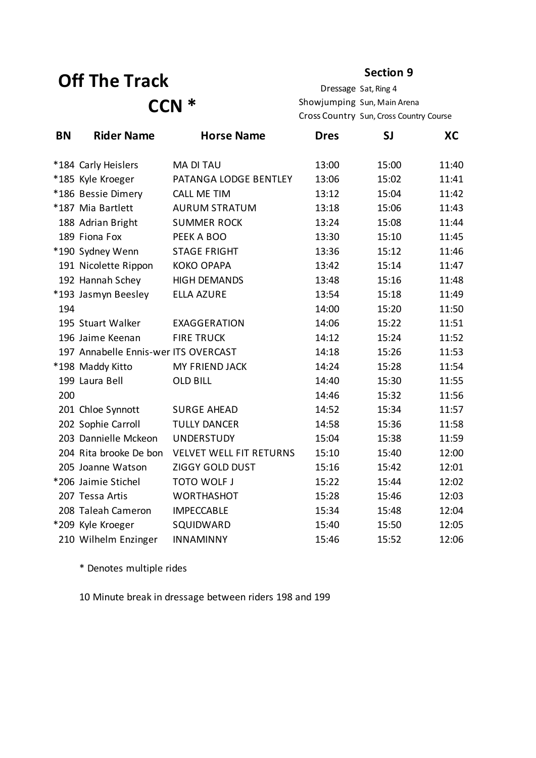# Off The Track

## CCN *

**Section 9**

Dressage Sat, Ring 4
Showjumping Sun, Main Arena
Cross Country Sun, Cross Country Course

| BN | Rider Name | Horse Name | Dres | SJ | XC |
|---|---|---|---|---|---|
| *184 | Carly Heislers | MA DI TAU | 13:00 | 15:00 | 11:40 |
| *185 | Kyle Kroeger | PATANGA LODGE BENTLEY | 13:06 | 15:02 | 11:41 |
| *186 | Bessie Dimery | CALL ME TIM | 13:12 | 15:04 | 11:42 |
| *187 | Mia Bartlett | AURUM STRATUM | 13:18 | 15:06 | 11:43 |
| 188 | Adrian Bright | SUMMER ROCK | 13:24 | 15:08 | 11:44 |
| 189 | Fiona Fox | PEEK A BOO | 13:30 | 15:10 | 11:45 |
| *190 | Sydney Wenn | STAGE FRIGHT | 13:36 | 15:12 | 11:46 |
| 191 | Nicolette Rippon | KOKO OPAPA | 13:42 | 15:14 | 11:47 |
| 192 | Hannah Schey | HIGH DEMANDS | 13:48 | 15:16 | 11:48 |
| *193 | Jasmyn Beesley | ELLA AZURE | 13:54 | 15:18 | 11:49 |
| 194 | | | 14:00 | 15:20 | 11:50 |
| 195 | Stuart Walker | EXAGGERATION | 14:06 | 15:22 | 11:51 |
| 196 | Jaime Keenan | FIRE TRUCK | 14:12 | 15:24 | 11:52 |
| 197 | Annabelle Ennis-wer | ITS OVERCAST | 14:18 | 15:26 | 11:53 |
| *198 | Maddy Kitto | MY FRIEND JACK | 14:24 | 15:28 | 11:54 |
| 199 | Laura Bell | OLD BILL | 14:40 | 15:30 | 11:55 |
| 200 | | | 14:46 | 15:32 | 11:56 |
| 201 | Chloe Synnott | SURGE AHEAD | 14:52 | 15:34 | 11:57 |
| 202 | Sophie Carroll | TULLY DANCER | 14:58 | 15:36 | 11:58 |
| 203 | Dannielle Mckeon | UNDERSTUDY | 15:04 | 15:38 | 11:59 |
| 204 | Rita brooke De bon | VELVET WELL FIT RETURNS | 15:10 | 15:40 | 12:00 |
| 205 | Joanne Watson | ZIGGY GOLD DUST | 15:16 | 15:42 | 12:01 |
| *206 | Jaimie Stichel | TOTO WOLF J | 15:22 | 15:44 | 12:02 |
| 207 | Tessa Artis | WORTHASHOT | 15:28 | 15:46 | 12:03 |
| 208 | Taleah Cameron | IMPECCABLE | 15:34 | 15:48 | 12:04 |
| *209 | Kyle Kroeger | SQUIDWARD | 15:40 | 15:50 | 12:05 |
| 210 | Wilhelm Enzinger | INNAMINNY | 15:46 | 15:52 | 12:06 |

* Denotes multiple rides

10 Minute break in dressage between riders 198 and 199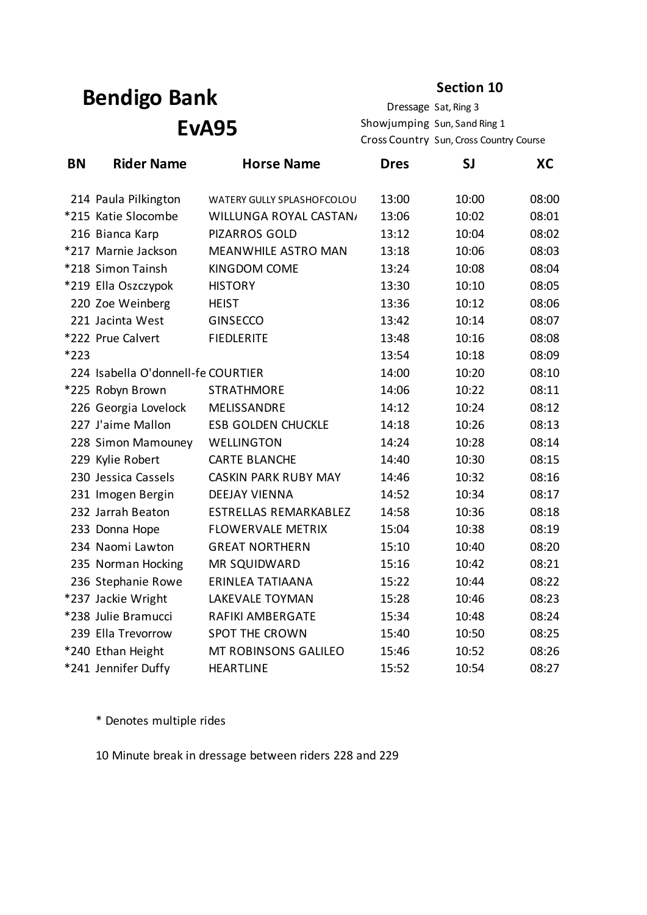# Bendigo Bank EvA95

## Section 10

Dressage Sat, Ring 3
Showjumping Sun, Sand Ring 1
Cross Country Sun, Cross Country Course

| BN | Rider Name | Horse Name | Dres | SJ | XC |
|---|---|---|---|---|---|
| 214 | Paula Pilkington | WATERY GULLY SPLASHOFCOLOU | 13:00 | 10:00 | 08:00 |
| *215 | Katie Slocombe | WILLUNGA ROYAL CASTAN/ | 13:06 | 10:02 | 08:01 |
| 216 | Bianca Karp | PIZARROS GOLD | 13:12 | 10:04 | 08:02 |
| *217 | Marnie Jackson | MEANWHILE ASTRO MAN | 13:18 | 10:06 | 08:03 |
| *218 | Simon Tainsh | KINGDOM COME | 13:24 | 10:08 | 08:04 |
| *219 | Ella Oszczypok | HISTORY | 13:30 | 10:10 | 08:05 |
| 220 | Zoe Weinberg | HEIST | 13:36 | 10:12 | 08:06 |
| 221 | Jacinta West | GINSECCO | 13:42 | 10:14 | 08:07 |
| *222 | Prue Calvert | FIEDLERITE | 13:48 | 10:16 | 08:08 |
| *223 | | | 13:54 | 10:18 | 08:09 |
| 224 | Isabella O'donnell-fe | COURTIER | 14:00 | 10:20 | 08:10 |
| *225 | Robyn Brown | STRATHMORE | 14:06 | 10:22 | 08:11 |
| 226 | Georgia Lovelock | MELISSANDRE | 14:12 | 10:24 | 08:12 |
| 227 | J'aime Mallon | ESB GOLDEN CHUCKLE | 14:18 | 10:26 | 08:13 |
| 228 | Simon Mamouney | WELLINGTON | 14:24 | 10:28 | 08:14 |
| 229 | Kylie Robert | CARTE BLANCHE | 14:40 | 10:30 | 08:15 |
| 230 | Jessica Cassels | CASKIN PARK RUBY MAY | 14:46 | 10:32 | 08:16 |
| 231 | Imogen Bergin | DEEJAY VIENNA | 14:52 | 10:34 | 08:17 |
| 232 | Jarrah Beaton | ESTRELLAS REMARKABLEZ | 14:58 | 10:36 | 08:18 |
| 233 | Donna Hope | FLOWERVALE METRIX | 15:04 | 10:38 | 08:19 |
| 234 | Naomi Lawton | GREAT NORTHERN | 15:10 | 10:40 | 08:20 |
| 235 | Norman Hocking | MR SQUIDWARD | 15:16 | 10:42 | 08:21 |
| 236 | Stephanie Rowe | ERINLEA TATIAANA | 15:22 | 10:44 | 08:22 |
| *237 | Jackie Wright | LAKEVALE TOYMAN | 15:28 | 10:46 | 08:23 |
| *238 | Julie Bramucci | RAFIKI AMBERGATE | 15:34 | 10:48 | 08:24 |
| 239 | Ella Trevorrow | SPOT THE CROWN | 15:40 | 10:50 | 08:25 |
| *240 | Ethan Height | MT ROBINSONS GALILEO | 15:46 | 10:52 | 08:26 |
| *241 | Jennifer Duffy | HEARTLINE | 15:52 | 10:54 | 08:27 |

\* Denotes multiple rides

10 Minute break in dressage between riders 228 and 229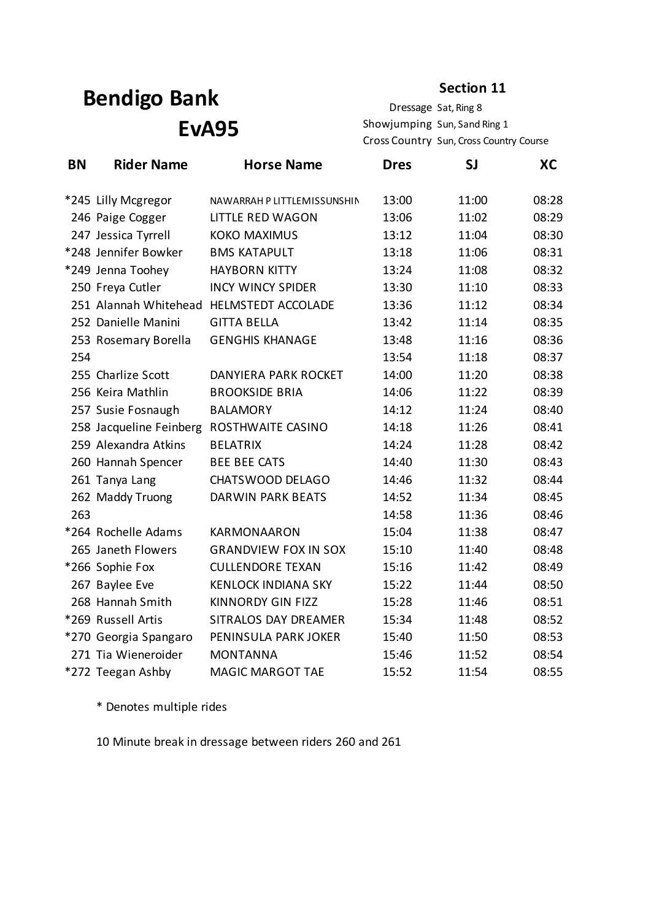# Bendigo Bank

# EvA95

**Section 11**

Dressage Sat, Ring 8
Showjumping Sun, Sand Ring 1
Cross Country Sun, Cross Country Course

| BN | Rider Name | Horse Name | Dres | SJ | XC |
|---|---|---|---|---|---|
| *245 | Lilly Mcgregor | NAWARRAH P LITTLEMISSUNSHIN | 13:00 | 11:00 | 08:28 |
| 246 | Paige Cogger | LITTLE RED WAGON | 13:06 | 11:02 | 08:29 |
| 247 | Jessica Tyrrell | KOKO MAXIMUS | 13:12 | 11:04 | 08:30 |
| *248 | Jennifer Bowker | BMS KATAPULT | 13:18 | 11:06 | 08:31 |
| *249 | Jenna Toohey | HAYBORN KITTY | 13:24 | 11:08 | 08:32 |
| 250 | Freya Cutler | INCY WINCY SPIDER | 13:30 | 11:10 | 08:33 |
| 251 | Alannah Whitehead | HELMSTEDT ACCOLADE | 13:36 | 11:12 | 08:34 |
| 252 | Danielle Manini | GITTA BELLA | 13:42 | 11:14 | 08:35 |
| 253 | Rosemary Borella | GENGHIS KHANAGE | 13:48 | 11:16 | 08:36 |
| 254 | | | 13:54 | 11:18 | 08:37 |
| 255 | Charlize Scott | DANYIERA PARK ROCKET | 14:00 | 11:20 | 08:38 |
| 256 | Keira Mathlin | BROOKSIDE BRIA | 14:06 | 11:22 | 08:39 |
| 257 | Susie Fosnaugh | BALAMORY | 14:12 | 11:24 | 08:40 |
| 258 | Jacqueline Feinberg | ROSTHWAITE CASINO | 14:18 | 11:26 | 08:41 |
| 259 | Alexandra Atkins | BELATRIX | 14:24 | 11:28 | 08:42 |
| 260 | Hannah Spencer | BEE BEE CATS | 14:40 | 11:30 | 08:43 |
| 261 | Tanya Lang | CHATSWOOD DELAGO | 14:46 | 11:32 | 08:44 |
| 262 | Maddy Truong | DARWIN PARK BEATS | 14:52 | 11:34 | 08:45 |
| 263 | | | 14:58 | 11:36 | 08:46 |
| *264 | Rochelle Adams | KARMONAARON | 15:04 | 11:38 | 08:47 |
| 265 | Janeth Flowers | GRANDVIEW FOX IN SOX | 15:10 | 11:40 | 08:48 |
| *266 | Sophie Fox | CULLENDORE TEXAN | 15:16 | 11:42 | 08:49 |
| 267 | Baylee Eve | KENLOCK INDIANA SKY | 15:22 | 11:44 | 08:50 |
| 268 | Hannah Smith | KINNORDY GIN FIZZ | 15:28 | 11:46 | 08:51 |
| *269 | Russell Artis | SITRALOS DAY DREAMER | 15:34 | 11:48 | 08:52 |
| *270 | Georgia Spangaro | PENINSULA PARK JOKER | 15:40 | 11:50 | 08:53 |
| 271 | Tia Wieneroider | MONTANNA | 15:46 | 11:52 | 08:54 |
| *272 | Teegan Ashby | MAGIC MARGOT TAE | 15:52 | 11:54 | 08:55 |

* Denotes multiple rides

10 Minute break in dressage between riders 260 and 261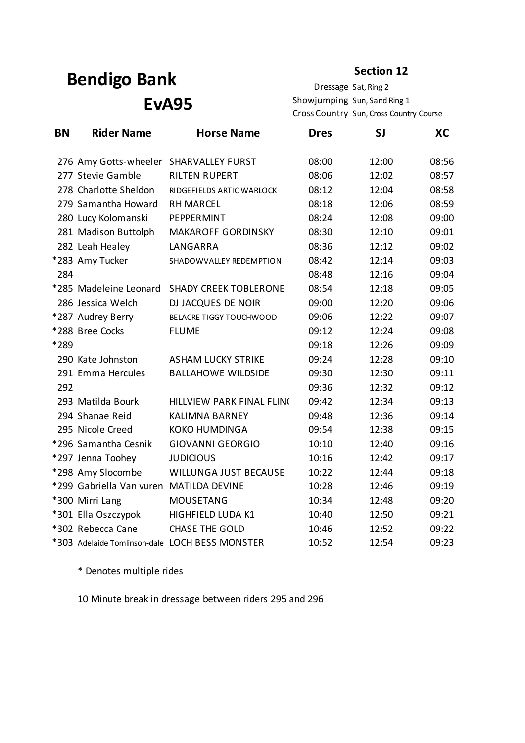# Bendigo Bank EvA95

**Section 12**

Dressage Sat, Ring 2
Showjumping Sun, Sand Ring 1
Cross Country Sun, Cross Country Course

| BN | Rider Name | Horse Name | Dres | SJ | XC |
|---|---|---|---|---|---|
| 276 | Amy Gotts-wheeler | SHARVALLEY FURST | 08:00 | 12:00 | 08:56 |
| 277 | Stevie Gamble | RILTEN RUPERT | 08:06 | 12:02 | 08:57 |
| 278 | Charlotte Sheldon | RIDGEFIELDS ARTIC WARLOCK | 08:12 | 12:04 | 08:58 |
| 279 | Samantha Howard | RH MARCEL | 08:18 | 12:06 | 08:59 |
| 280 | Lucy Kolomanski | PEPPERMINT | 08:24 | 12:08 | 09:00 |
| 281 | Madison Buttolph | MAKAROFF GORDINSKY | 08:30 | 12:10 | 09:01 |
| 282 | Leah Healey | LANGARRA | 08:36 | 12:12 | 09:02 |
| *283 | Amy Tucker | SHADOWVALLEY REDEMPTION | 08:42 | 12:14 | 09:03 |
| 284 | | | 08:48 | 12:16 | 09:04 |
| *285 | Madeleine Leonard | SHADY CREEK TOBLERONE | 08:54 | 12:18 | 09:05 |
| 286 | Jessica Welch | DJ JACQUES DE NOIR | 09:00 | 12:20 | 09:06 |
| *287 | Audrey Berry | BELACRE TIGGY TOUCHWOOD | 09:06 | 12:22 | 09:07 |
| *288 | Bree Cocks | FLUME | 09:12 | 12:24 | 09:08 |
| *289 | | | 09:18 | 12:26 | 09:09 |
| 290 | Kate Johnston | ASHAM LUCKY STRIKE | 09:24 | 12:28 | 09:10 |
| 291 | Emma Hercules | BALLAHOWE WILDSIDE | 09:30 | 12:30 | 09:11 |
| 292 | | | 09:36 | 12:32 | 09:12 |
| 293 | Matilda Bourk | HILLVIEW PARK FINAL FLIN( | 09:42 | 12:34 | 09:13 |
| 294 | Shanae Reid | KALIMNA BARNEY | 09:48 | 12:36 | 09:14 |
| 295 | Nicole Creed | KOKO HUMDINGA | 09:54 | 12:38 | 09:15 |
| *296 | Samantha Cesnik | GIOVANNI GEORGIO | 10:10 | 12:40 | 09:16 |
| *297 | Jenna Toohey | JUDICIOUS | 10:16 | 12:42 | 09:17 |
| *298 | Amy Slocombe | WILLUNGA JUST BECAUSE | 10:22 | 12:44 | 09:18 |
| *299 | Gabriella Van vuren | MATILDA DEVINE | 10:28 | 12:46 | 09:19 |
| *300 | Mirri Lang | MOUSETANG | 10:34 | 12:48 | 09:20 |
| *301 | Ella Oszczypok | HIGHFIELD LUDA K1 | 10:40 | 12:50 | 09:21 |
| *302 | Rebecca Cane | CHASE THE GOLD | 10:46 | 12:52 | 09:22 |
| *303 | Adelaide Tomlinson-dale | LOCH BESS MONSTER | 10:52 | 12:54 | 09:23 |

* Denotes multiple rides

10 Minute break in dressage between riders 295 and 296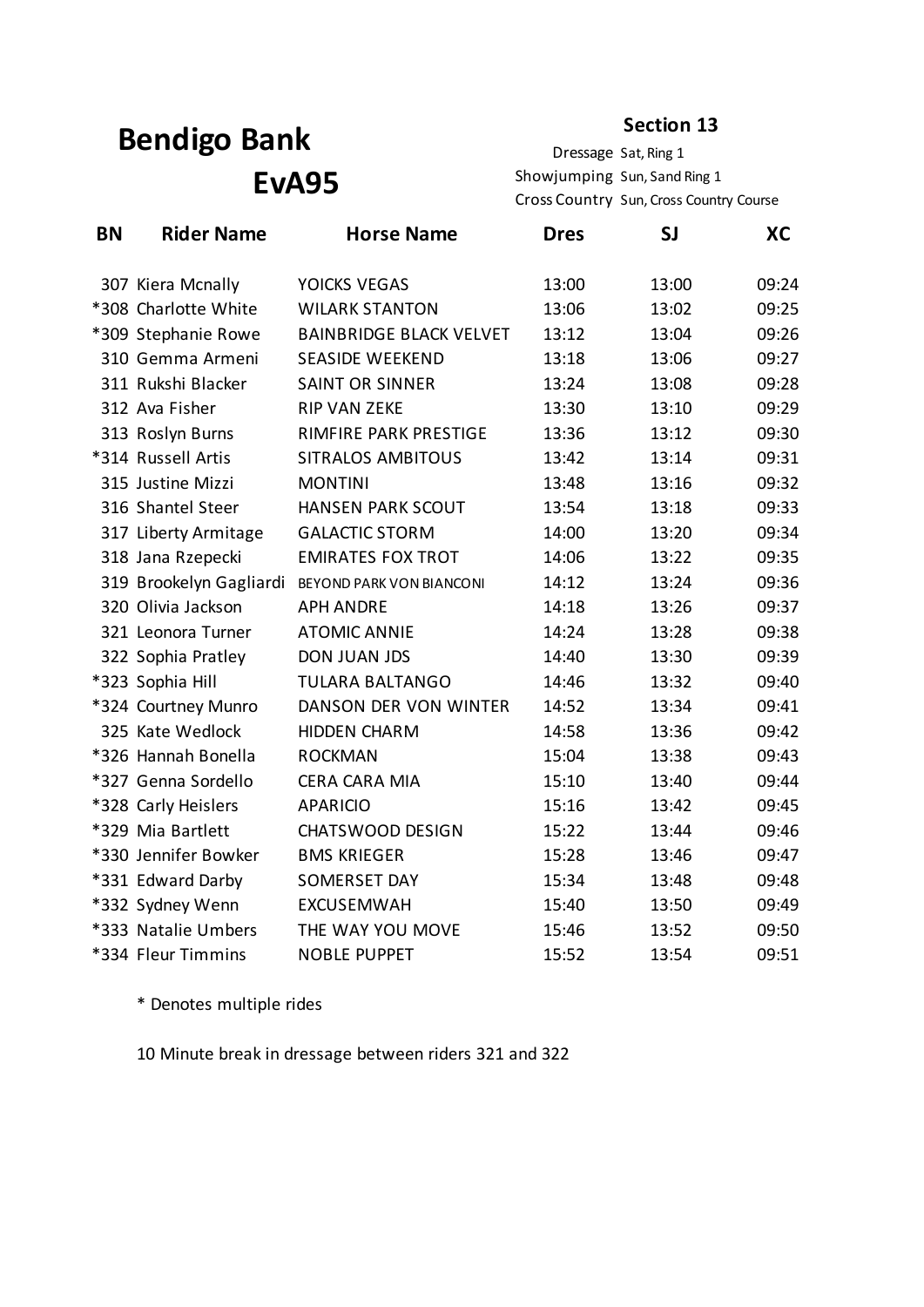# Bendigo Bank

# EvA95

**Section 13**

Dressage Sat, Ring 1
Showjumping Sun, Sand Ring 1
Cross Country Sun, Cross Country Course

| BN | Rider Name | Horse Name | Dres | SJ | XC |
|---|---|---|---|---|---|
| 307 | Kiera Mcnally | YOICKS VEGAS | 13:00 | 13:00 | 09:24 |
| *308 | Charlotte White | WILARK STANTON | 13:06 | 13:02 | 09:25 |
| *309 | Stephanie Rowe | BAINBRIDGE BLACK VELVET | 13:12 | 13:04 | 09:26 |
| 310 | Gemma Armeni | SEASIDE WEEKEND | 13:18 | 13:06 | 09:27 |
| 311 | Rukshi Blacker | SAINT OR SINNER | 13:24 | 13:08 | 09:28 |
| 312 | Ava Fisher | RIP VAN ZEKE | 13:30 | 13:10 | 09:29 |
| 313 | Roslyn Burns | RIMFIRE PARK PRESTIGE | 13:36 | 13:12 | 09:30 |
| *314 | Russell Artis | SITRALOS AMBITOUS | 13:42 | 13:14 | 09:31 |
| 315 | Justine Mizzi | MONTINI | 13:48 | 13:16 | 09:32 |
| 316 | Shantel Steer | HANSEN PARK SCOUT | 13:54 | 13:18 | 09:33 |
| 317 | Liberty Armitage | GALACTIC STORM | 14:00 | 13:20 | 09:34 |
| 318 | Jana Rzepecki | EMIRATES FOX TROT | 14:06 | 13:22 | 09:35 |
| 319 | Brookelyn Gagliardi | BEYOND PARK VON BIANCONI | 14:12 | 13:24 | 09:36 |
| 320 | Olivia Jackson | APH ANDRE | 14:18 | 13:26 | 09:37 |
| 321 | Leonora Turner | ATOMIC ANNIE | 14:24 | 13:28 | 09:38 |
| 322 | Sophia Pratley | DON JUAN JDS | 14:40 | 13:30 | 09:39 |
| *323 | Sophia Hill | TULARA BALTANGO | 14:46 | 13:32 | 09:40 |
| *324 | Courtney Munro | DANSON DER VON WINTER | 14:52 | 13:34 | 09:41 |
| 325 | Kate Wedlock | HIDDEN CHARM | 14:58 | 13:36 | 09:42 |
| *326 | Hannah Bonella | ROCKMAN | 15:04 | 13:38 | 09:43 |
| *327 | Genna Sordello | CERA CARA MIA | 15:10 | 13:40 | 09:44 |
| *328 | Carly Heislers | APARICIO | 15:16 | 13:42 | 09:45 |
| *329 | Mia Bartlett | CHATSWOOD DESIGN | 15:22 | 13:44 | 09:46 |
| *330 | Jennifer Bowker | BMS KRIEGER | 15:28 | 13:46 | 09:47 |
| *331 | Edward Darby | SOMERSET DAY | 15:34 | 13:48 | 09:48 |
| *332 | Sydney Wenn | EXCUSEMWAH | 15:40 | 13:50 | 09:49 |
| *333 | Natalie Umbers | THE WAY YOU MOVE | 15:46 | 13:52 | 09:50 |
| *334 | Fleur Timmins | NOBLE PUPPET | 15:52 | 13:54 | 09:51 |

* Denotes multiple rides

10 Minute break in dressage between riders 321 and 322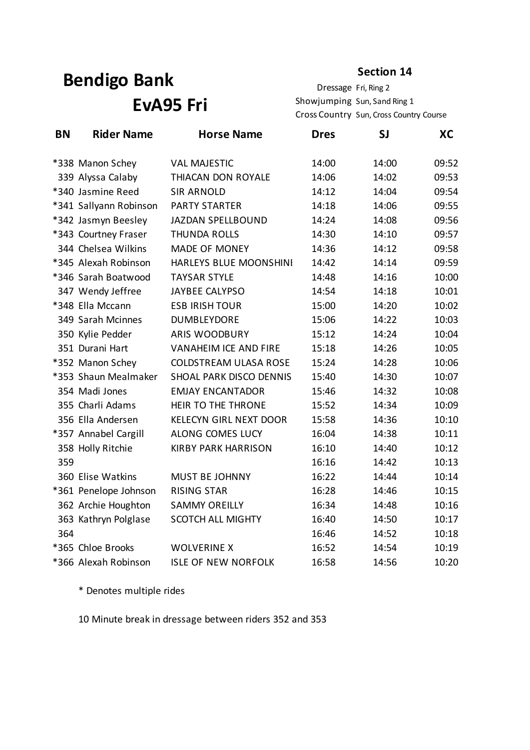# Bendigo Bank

## EvA95 Fri

**Section 14**

Dressage Fri, Ring 2
Showjumping Sun, Sand Ring 1
Cross Country Sun, Cross Country Course

| BN | Rider Name | Horse Name | Dres | SJ | XC |
|---|---|---|---|---|---|
| *338 | Manon Schey | VAL MAJESTIC | 14:00 | 14:00 | 09:52 |
| 339 | Alyssa Calaby | THIACAN DON ROYALE | 14:06 | 14:02 | 09:53 |
| *340 | Jasmine Reed | SIR ARNOLD | 14:12 | 14:04 | 09:54 |
| *341 | Sallyann Robinson | PARTY STARTER | 14:18 | 14:06 | 09:55 |
| *342 | Jasmyn Beesley | JAZDAN SPELLBOUND | 14:24 | 14:08 | 09:56 |
| *343 | Courtney Fraser | THUNDA ROLLS | 14:30 | 14:10 | 09:57 |
| 344 | Chelsea Wilkins | MADE OF MONEY | 14:36 | 14:12 | 09:58 |
| *345 | Alexah Robinson | HARLEYS BLUE MOONSHINE | 14:42 | 14:14 | 09:59 |
| *346 | Sarah Boatwood | TAYSAR STYLE | 14:48 | 14:16 | 10:00 |
| 347 | Wendy Jeffree | JAYBEE CALYPSO | 14:54 | 14:18 | 10:01 |
| *348 | Ella Mccann | ESB IRISH TOUR | 15:00 | 14:20 | 10:02 |
| 349 | Sarah Mcinnes | DUMBLEYDORE | 15:06 | 14:22 | 10:03 |
| 350 | Kylie Pedder | ARIS WOODBURY | 15:12 | 14:24 | 10:04 |
| 351 | Durani Hart | VANAHEIM ICE AND FIRE | 15:18 | 14:26 | 10:05 |
| *352 | Manon Schey | COLDSTREAM ULASA ROSE | 15:24 | 14:28 | 10:06 |
| *353 | Shaun Mealmaker | SHOAL PARK DISCO DENNIS | 15:40 | 14:30 | 10:07 |
| 354 | Madi Jones | EMJAY ENCANTADOR | 15:46 | 14:32 | 10:08 |
| 355 | Charli Adams | HEIR TO THE THRONE | 15:52 | 14:34 | 10:09 |
| 356 | Ella Andersen | KELECYN GIRL NEXT DOOR | 15:58 | 14:36 | 10:10 |
| *357 | Annabel Cargill | ALONG COMES LUCY | 16:04 | 14:38 | 10:11 |
| 358 | Holly Ritchie | KIRBY PARK HARRISON | 16:10 | 14:40 | 10:12 |
| 359 | | | 16:16 | 14:42 | 10:13 |
| 360 | Elise Watkins | MUST BE JOHNNY | 16:22 | 14:44 | 10:14 |
| *361 | Penelope Johnson | RISING STAR | 16:28 | 14:46 | 10:15 |
| 362 | Archie Houghton | SAMMY OREILLY | 16:34 | 14:48 | 10:16 |
| 363 | Kathryn Polglase | SCOTCH ALL MIGHTY | 16:40 | 14:50 | 10:17 |
| 364 | | | 16:46 | 14:52 | 10:18 |
| *365 | Chloe Brooks | WOLVERINE X | 16:52 | 14:54 | 10:19 |
| *366 | Alexah Robinson | ISLE OF NEW NORFOLK | 16:58 | 14:56 | 10:20 |

\* Denotes multiple rides

10 Minute break in dressage between riders 352 and 353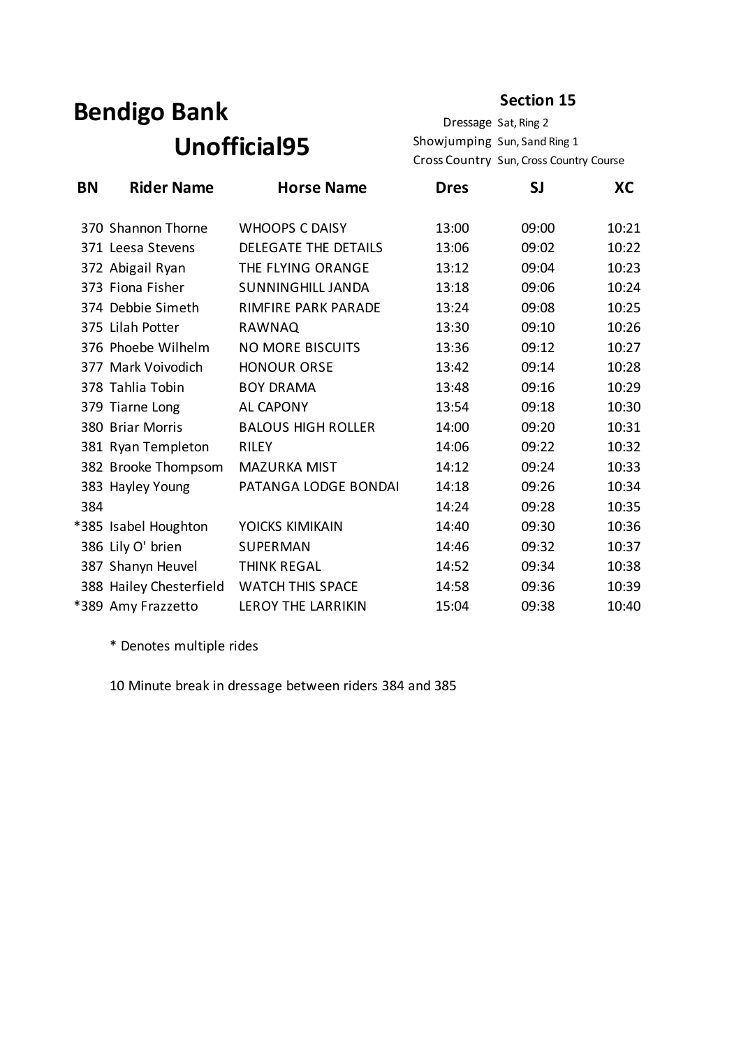# Bendigo Bank

## Unofficial95

**Section 15**

Dressage Sat, Ring 2
Showjumping Sun, Sand Ring 1
Cross Country Sun, Cross Country Course

| BN | Rider Name | Horse Name | Dres | SJ | XC |
|---|---|---|---|---|---|
| 370 | Shannon Thorne | WHOOPS C DAISY | 13:00 | 09:00 | 10:21 |
| 371 | Leesa Stevens | DELEGATE THE DETAILS | 13:06 | 09:02 | 10:22 |
| 372 | Abigail Ryan | THE FLYING ORANGE | 13:12 | 09:04 | 10:23 |
| 373 | Fiona Fisher | SUNNINGHILL JANDA | 13:18 | 09:06 | 10:24 |
| 374 | Debbie Simeth | RIMFIRE PARK PARADE | 13:24 | 09:08 | 10:25 |
| 375 | Lilah Potter | RAWNAQ | 13:30 | 09:10 | 10:26 |
| 376 | Phoebe Wilhelm | NO MORE BISCUITS | 13:36 | 09:12 | 10:27 |
| 377 | Mark Voivodich | HONOUR ORSE | 13:42 | 09:14 | 10:28 |
| 378 | Tahlia Tobin | BOY DRAMA | 13:48 | 09:16 | 10:29 |
| 379 | Tiarne Long | AL CAPONY | 13:54 | 09:18 | 10:30 |
| 380 | Briar Morris | BALOUS HIGH ROLLER | 14:00 | 09:20 | 10:31 |
| 381 | Ryan Templeton | RILEY | 14:06 | 09:22 | 10:32 |
| 382 | Brooke Thompsom | MAZURKA MIST | 14:12 | 09:24 | 10:33 |
| 383 | Hayley Young | PATANGA LODGE BONDAI | 14:18 | 09:26 | 10:34 |
| 384 | | | 14:24 | 09:28 | 10:35 |
| *385 | Isabel Houghton | YOICKS KIMIKAIN | 14:40 | 09:30 | 10:36 |
| 386 | Lily O' brien | SUPERMAN | 14:46 | 09:32 | 10:37 |
| 387 | Shanyn Heuvel | THINK REGAL | 14:52 | 09:34 | 10:38 |
| 388 | Hailey Chesterfield | WATCH THIS SPACE | 14:58 | 09:36 | 10:39 |
| *389 | Amy Frazzetto | LEROY THE LARRIKIN | 15:04 | 09:38 | 10:40 |

\* Denotes multiple rides

10 Minute break in dressage between riders 384 and 385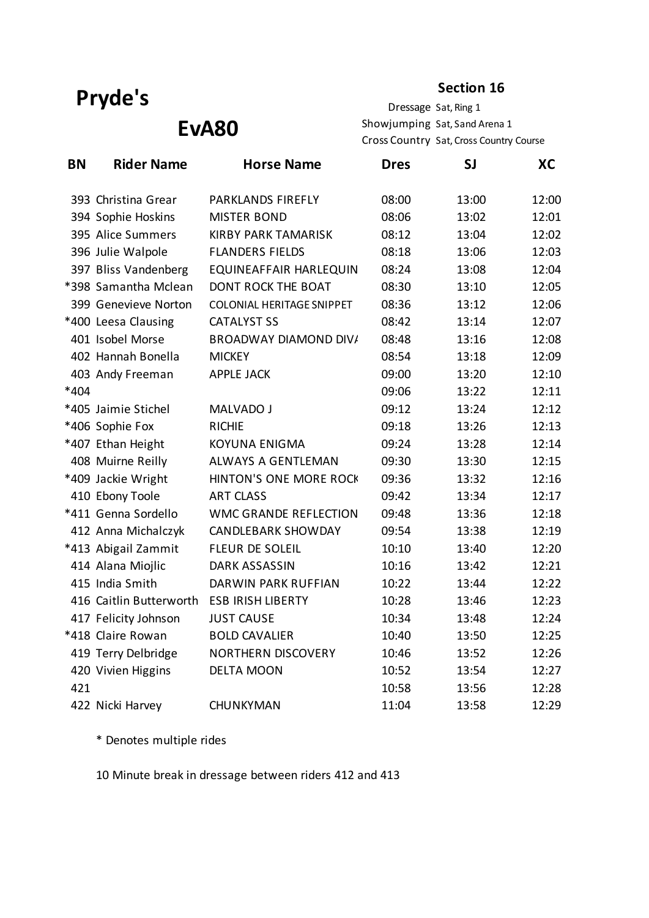# Pryde's

## EvA80

**Section 16**

Dressage Sat, Ring 1
Showjumping Sat, Sand Arena 1
Cross Country Sat, Cross Country Course

| BN | Rider Name | Horse Name | Dres | SJ | XC |
|---|---|---|---|---|---|
| 393 | Christina Grear | PARKLANDS FIREFLY | 08:00 | 13:00 | 12:00 |
| 394 | Sophie Hoskins | MISTER BOND | 08:06 | 13:02 | 12:01 |
| 395 | Alice Summers | KIRBY PARK TAMARISK | 08:12 | 13:04 | 12:02 |
| 396 | Julie Walpole | FLANDERS FIELDS | 08:18 | 13:06 | 12:03 |
| 397 | Bliss Vandenberg | EQUINEAFFAIR HARLEQUIN | 08:24 | 13:08 | 12:04 |
| *398 | Samantha Mclean | DONT ROCK THE BOAT | 08:30 | 13:10 | 12:05 |
| 399 | Genevieve Norton | COLONIAL HERITAGE SNIPPET | 08:36 | 13:12 | 12:06 |
| *400 | Leesa Clausing | CATALYST SS | 08:42 | 13:14 | 12:07 |
| 401 | Isobel Morse | BROADWAY DIAMOND DIV/ | 08:48 | 13:16 | 12:08 |
| 402 | Hannah Bonella | MICKEY | 08:54 | 13:18 | 12:09 |
| 403 | Andy Freeman | APPLE JACK | 09:00 | 13:20 | 12:10 |
| *404 | | | 09:06 | 13:22 | 12:11 |
| *405 | Jaimie Stichel | MALVADO J | 09:12 | 13:24 | 12:12 |
| *406 | Sophie Fox | RICHIE | 09:18 | 13:26 | 12:13 |
| *407 | Ethan Height | KOYUNA ENIGMA | 09:24 | 13:28 | 12:14 |
| 408 | Muirne Reilly | ALWAYS A GENTLEMAN | 09:30 | 13:30 | 12:15 |
| *409 | Jackie Wright | HINTON'S ONE MORE ROCK | 09:36 | 13:32 | 12:16 |
| 410 | Ebony Toole | ART CLASS | 09:42 | 13:34 | 12:17 |
| *411 | Genna Sordello | WMC GRANDE REFLECTION | 09:48 | 13:36 | 12:18 |
| 412 | Anna Michalczyk | CANDLEBARK SHOWDAY | 09:54 | 13:38 | 12:19 |
| *413 | Abigail Zammit | FLEUR DE SOLEIL | 10:10 | 13:40 | 12:20 |
| 414 | Alana Miojlic | DARK ASSASSIN | 10:16 | 13:42 | 12:21 |
| 415 | India Smith | DARWIN PARK RUFFIAN | 10:22 | 13:44 | 12:22 |
| 416 | Caitlin Butterworth | ESB IRISH LIBERTY | 10:28 | 13:46 | 12:23 |
| 417 | Felicity Johnson | JUST CAUSE | 10:34 | 13:48 | 12:24 |
| *418 | Claire Rowan | BOLD CAVALIER | 10:40 | 13:50 | 12:25 |
| 419 | Terry Delbridge | NORTHERN DISCOVERY | 10:46 | 13:52 | 12:26 |
| 420 | Vivien Higgins | DELTA MOON | 10:52 | 13:54 | 12:27 |
| 421 | | | 10:58 | 13:56 | 12:28 |
| 422 | Nicki Harvey | CHUNKYMAN | 11:04 | 13:58 | 12:29 |

* Denotes multiple rides

10 Minute break in dressage between riders 412 and 413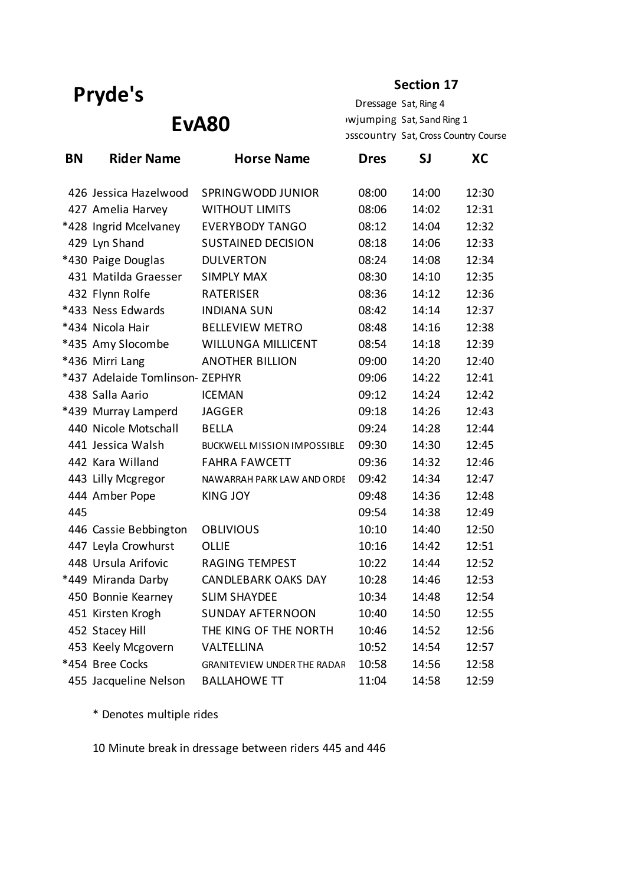# Pryde's

## EvA80

**Section 17**

Dressage Sat, Ring 4
›wjumping Sat, Sand Ring 1
›sscountry Sat, Cross Country Course

| BN | Rider Name | Horse Name | Dres | SJ | XC |
|---|---|---|---|---|---|
| 426 | Jessica Hazelwood | SPRINGWODD JUNIOR | 08:00 | 14:00 | 12:30 |
| 427 | Amelia Harvey | WITHOUT LIMITS | 08:06 | 14:02 | 12:31 |
| *428 | Ingrid Mcelvaney | EVERYBODY TANGO | 08:12 | 14:04 | 12:32 |
| 429 | Lyn Shand | SUSTAINED DECISION | 08:18 | 14:06 | 12:33 |
| *430 | Paige Douglas | DULVERTON | 08:24 | 14:08 | 12:34 |
| 431 | Matilda Graesser | SIMPLY MAX | 08:30 | 14:10 | 12:35 |
| 432 | Flynn Rolfe | RATERISER | 08:36 | 14:12 | 12:36 |
| *433 | Ness Edwards | INDIANA SUN | 08:42 | 14:14 | 12:37 |
| *434 | Nicola Hair | BELLEVIEW METRO | 08:48 | 14:16 | 12:38 |
| *435 | Amy Slocombe | WILLUNGA MILLICENT | 08:54 | 14:18 | 12:39 |
| *436 | Mirri Lang | ANOTHER BILLION | 09:00 | 14:20 | 12:40 |
| *437 | Adelaide Tomlinson- | ZEPHYR | 09:06 | 14:22 | 12:41 |
| 438 | Salla Aario | ICEMAN | 09:12 | 14:24 | 12:42 |
| *439 | Murray Lamperd | JAGGER | 09:18 | 14:26 | 12:43 |
| 440 | Nicole Motschall | BELLA | 09:24 | 14:28 | 12:44 |
| 441 | Jessica Walsh | BUCKWELL MISSION IMPOSSIBLE | 09:30 | 14:30 | 12:45 |
| 442 | Kara Willand | FAHRA FAWCETT | 09:36 | 14:32 | 12:46 |
| 443 | Lilly Mcgregor | NAWARRAH PARK LAW AND ORDE | 09:42 | 14:34 | 12:47 |
| 444 | Amber Pope | KING JOY | 09:48 | 14:36 | 12:48 |
| 445 | | | 09:54 | 14:38 | 12:49 |
| 446 | Cassie Bebbington | OBLIVIOUS | 10:10 | 14:40 | 12:50 |
| 447 | Leyla Crowhurst | OLLIE | 10:16 | 14:42 | 12:51 |
| 448 | Ursula Arifovic | RAGING TEMPEST | 10:22 | 14:44 | 12:52 |
| *449 | Miranda Darby | CANDLEBARK OAKS DAY | 10:28 | 14:46 | 12:53 |
| 450 | Bonnie Kearney | SLIM SHAYDEE | 10:34 | 14:48 | 12:54 |
| 451 | Kirsten Krogh | SUNDAY AFTERNOON | 10:40 | 14:50 | 12:55 |
| 452 | Stacey Hill | THE KING OF THE NORTH | 10:46 | 14:52 | 12:56 |
| 453 | Keely Mcgovern | VALTELLINA | 10:52 | 14:54 | 12:57 |
| *454 | Bree Cocks | GRANITEVIEW UNDER THE RADAR | 10:58 | 14:56 | 12:58 |
| 455 | Jacqueline Nelson | BALLAHOWE TT | 11:04 | 14:58 | 12:59 |

* Denotes multiple rides

10 Minute break in dressage between riders 445 and 446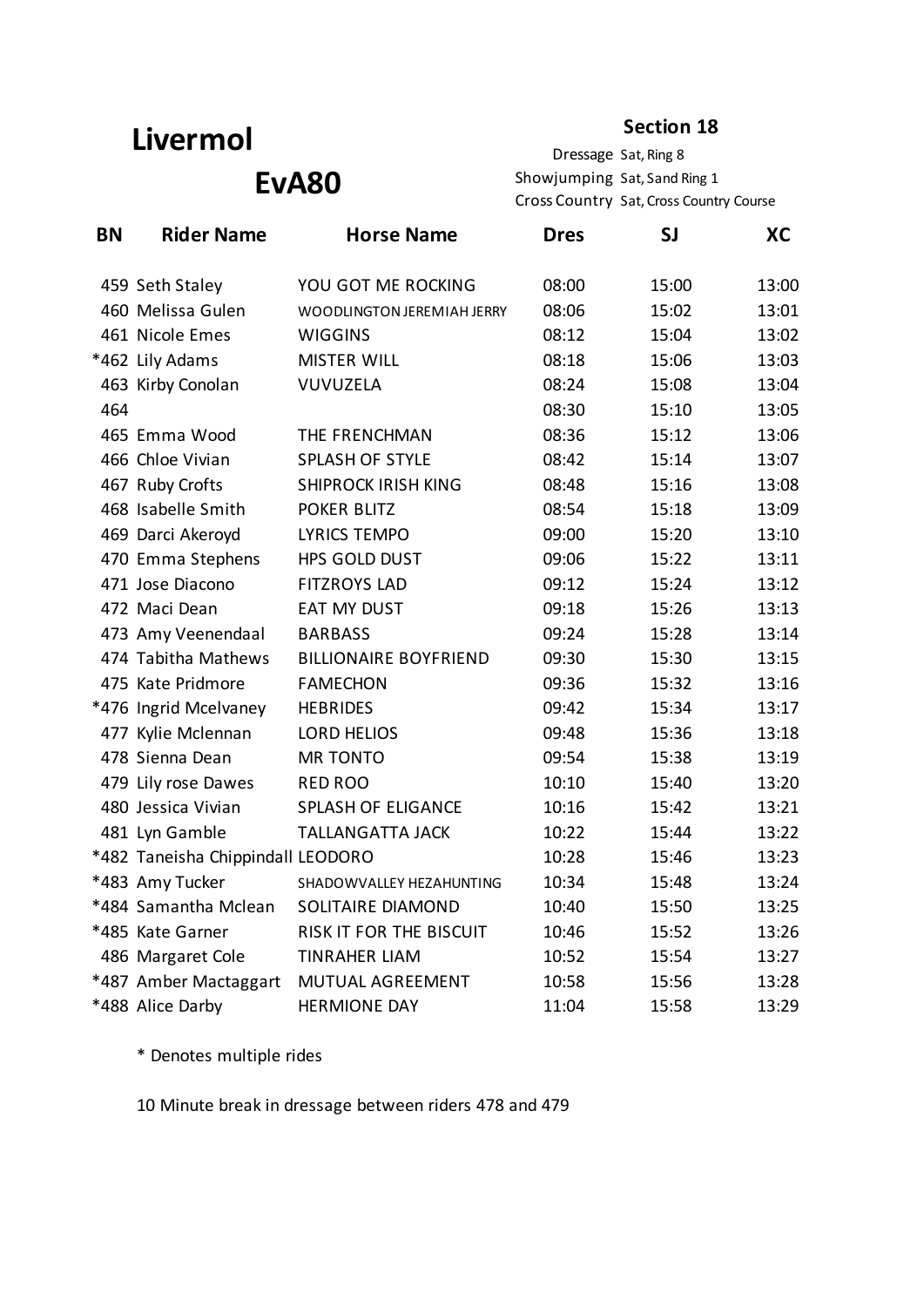# Livermol

## EvA80

**Section 18**

Dressage Sat, Ring 8
Showjumping Sat, Sand Ring 1
Cross Country Sat, Cross Country Course

| BN | Rider Name | Horse Name | Dres | SJ | XC |
|---|---|---|---|---|---|
| 459 | Seth Staley | YOU GOT ME ROCKING | 08:00 | 15:00 | 13:00 |
| 460 | Melissa Gulen | WOODLINGTON JEREMIAH JERRY | 08:06 | 15:02 | 13:01 |
| 461 | Nicole Emes | WIGGINS | 08:12 | 15:04 | 13:02 |
| *462 | Lily Adams | MISTER WILL | 08:18 | 15:06 | 13:03 |
| 463 | Kirby Conolan | VUVUZELA | 08:24 | 15:08 | 13:04 |
| 464 | | | 08:30 | 15:10 | 13:05 |
| 465 | Emma Wood | THE FRENCHMAN | 08:36 | 15:12 | 13:06 |
| 466 | Chloe Vivian | SPLASH OF STYLE | 08:42 | 15:14 | 13:07 |
| 467 | Ruby Crofts | SHIPROCK IRISH KING | 08:48 | 15:16 | 13:08 |
| 468 | Isabelle Smith | POKER BLITZ | 08:54 | 15:18 | 13:09 |
| 469 | Darci Akeroyd | LYRICS TEMPO | 09:00 | 15:20 | 13:10 |
| 470 | Emma Stephens | HPS GOLD DUST | 09:06 | 15:22 | 13:11 |
| 471 | Jose Diacono | FITZROYS LAD | 09:12 | 15:24 | 13:12 |
| 472 | Maci Dean | EAT MY DUST | 09:18 | 15:26 | 13:13 |
| 473 | Amy Veenendaal | BARBASS | 09:24 | 15:28 | 13:14 |
| 474 | Tabitha Mathews | BILLIONAIRE BOYFRIEND | 09:30 | 15:30 | 13:15 |
| 475 | Kate Pridmore | FAMECHON | 09:36 | 15:32 | 13:16 |
| *476 | Ingrid Mcelvaney | HEBRIDES | 09:42 | 15:34 | 13:17 |
| 477 | Kylie Mclennan | LORD HELIOS | 09:48 | 15:36 | 13:18 |
| 478 | Sienna Dean | MR TONTO | 09:54 | 15:38 | 13:19 |
| 479 | Lily rose Dawes | RED ROO | 10:10 | 15:40 | 13:20 |
| 480 | Jessica Vivian | SPLASH OF ELIGANCE | 10:16 | 15:42 | 13:21 |
| 481 | Lyn Gamble | TALLANGATTA JACK | 10:22 | 15:44 | 13:22 |
| *482 | Taneisha Chippindall | LEODORO | 10:28 | 15:46 | 13:23 |
| *483 | Amy Tucker | SHADOWVALLEY HEZAHUNTING | 10:34 | 15:48 | 13:24 |
| *484 | Samantha Mclean | SOLITAIRE DIAMOND | 10:40 | 15:50 | 13:25 |
| *485 | Kate Garner | RISK IT FOR THE BISCUIT | 10:46 | 15:52 | 13:26 |
| 486 | Margaret Cole | TINRAHER LIAM | 10:52 | 15:54 | 13:27 |
| *487 | Amber Mactaggart | MUTUAL AGREEMENT | 10:58 | 15:56 | 13:28 |
| *488 | Alice Darby | HERMIONE DAY | 11:04 | 15:58 | 13:29 |

* Denotes multiple rides

10 Minute break in dressage between riders 478 and 479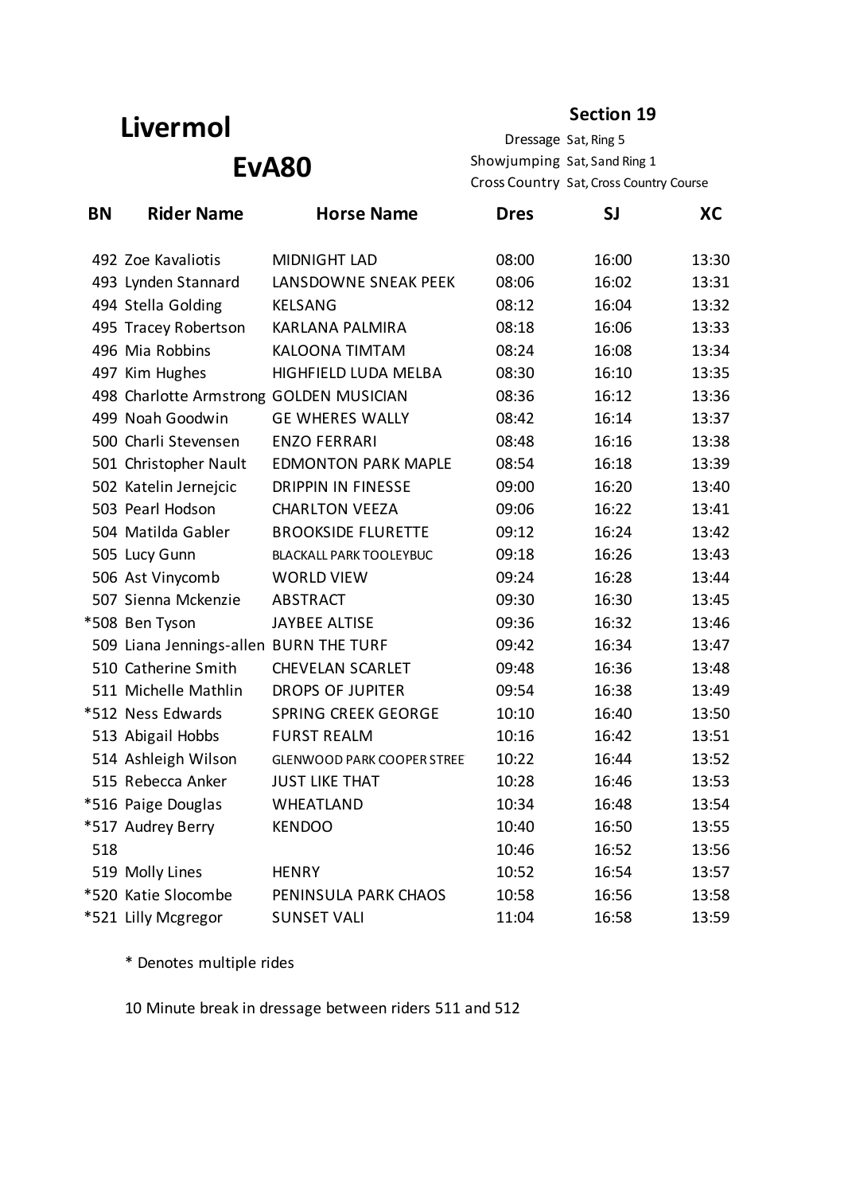# Livermol

## EvA80

**Section 19**

Dressage Sat, Ring 5
Showjumping Sat, Sand Ring 1
Cross Country Sat, Cross Country Course

| BN | Rider Name | Horse Name | Dres | SJ | XC |
|---|---|---|---|---|---|
| 492 | Zoe Kavaliotis | MIDNIGHT LAD | 08:00 | 16:00 | 13:30 |
| 493 | Lynden Stannard | LANSDOWNE SNEAK PEEK | 08:06 | 16:02 | 13:31 |
| 494 | Stella Golding | KELSANG | 08:12 | 16:04 | 13:32 |
| 495 | Tracey Robertson | KARLANA PALMIRA | 08:18 | 16:06 | 13:33 |
| 496 | Mia Robbins | KALOONA TIMTAM | 08:24 | 16:08 | 13:34 |
| 497 | Kim Hughes | HIGHFIELD LUDA MELBA | 08:30 | 16:10 | 13:35 |
| 498 | Charlotte Armstrong | GOLDEN MUSICIAN | 08:36 | 16:12 | 13:36 |
| 499 | Noah Goodwin | GE WHERES WALLY | 08:42 | 16:14 | 13:37 |
| 500 | Charli Stevensen | ENZO FERRARI | 08:48 | 16:16 | 13:38 |
| 501 | Christopher Nault | EDMONTON PARK MAPLE | 08:54 | 16:18 | 13:39 |
| 502 | Katelin Jernejcic | DRIPPIN IN FINESSE | 09:00 | 16:20 | 13:40 |
| 503 | Pearl Hodson | CHARLTON VEEZA | 09:06 | 16:22 | 13:41 |
| 504 | Matilda Gabler | BROOKSIDE FLURETTE | 09:12 | 16:24 | 13:42 |
| 505 | Lucy Gunn | BLACKALL PARK TOOLEYBUC | 09:18 | 16:26 | 13:43 |
| 506 | Ast Vinycomb | WORLD VIEW | 09:24 | 16:28 | 13:44 |
| 507 | Sienna Mckenzie | ABSTRACT | 09:30 | 16:30 | 13:45 |
| *508 | Ben Tyson | JAYBEE ALTISE | 09:36 | 16:32 | 13:46 |
| 509 | Liana Jennings-allen | BURN THE TURF | 09:42 | 16:34 | 13:47 |
| 510 | Catherine Smith | CHEVELAN SCARLET | 09:48 | 16:36 | 13:48 |
| 511 | Michelle Mathlin | DROPS OF JUPITER | 09:54 | 16:38 | 13:49 |
| *512 | Ness Edwards | SPRING CREEK GEORGE | 10:10 | 16:40 | 13:50 |
| 513 | Abigail Hobbs | FURST REALM | 10:16 | 16:42 | 13:51 |
| 514 | Ashleigh Wilson | GLENWOOD PARK COOPER STREE | 10:22 | 16:44 | 13:52 |
| 515 | Rebecca Anker | JUST LIKE THAT | 10:28 | 16:46 | 13:53 |
| *516 | Paige Douglas | WHEATLAND | 10:34 | 16:48 | 13:54 |
| *517 | Audrey Berry | KENDOO | 10:40 | 16:50 | 13:55 |
| 518 | | | 10:46 | 16:52 | 13:56 |
| 519 | Molly Lines | HENRY | 10:52 | 16:54 | 13:57 |
| *520 | Katie Slocombe | PENINSULA PARK CHAOS | 10:58 | 16:56 | 13:58 |
| *521 | Lilly Mcgregor | SUNSET VALI | 11:04 | 16:58 | 13:59 |

\* Denotes multiple rides

10 Minute break in dressage between riders 511 and 512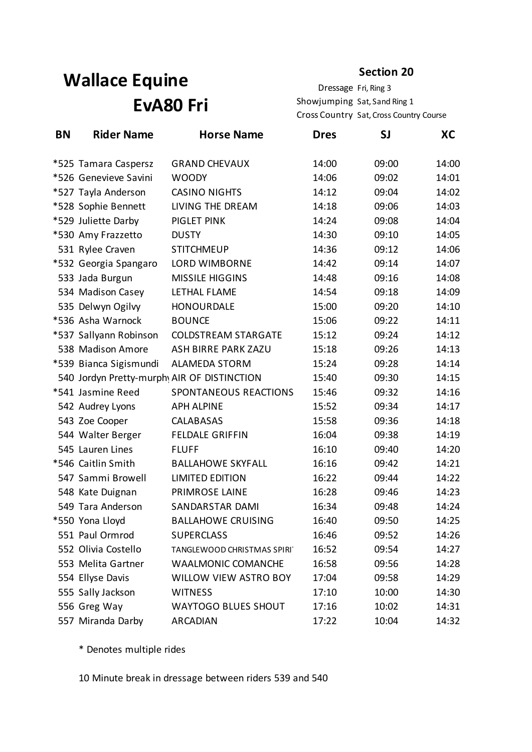# Wallace Equine

## EvA80 Fri

**Section 20**

Dressage Fri, Ring 3
Showjumping Sat, Sand Ring 1
Cross Country Sat, Cross Country Course

| BN | Rider Name | Horse Name | Dres | SJ | XC |
|---|---|---|---|---|---|
| *525 | Tamara Caspersz | GRAND CHEVAUX | 14:00 | 09:00 | 14:00 |
| *526 | Genevieve Savini | WOODY | 14:06 | 09:02 | 14:01 |
| *527 | Tayla Anderson | CASINO NIGHTS | 14:12 | 09:04 | 14:02 |
| *528 | Sophie Bennett | LIVING THE DREAM | 14:18 | 09:06 | 14:03 |
| *529 | Juliette Darby | PIGLET PINK | 14:24 | 09:08 | 14:04 |
| *530 | Amy Frazzetto | DUSTY | 14:30 | 09:10 | 14:05 |
| 531 | Rylee Craven | STITCHMEUP | 14:36 | 09:12 | 14:06 |
| *532 | Georgia Spangaro | LORD WIMBORNE | 14:42 | 09:14 | 14:07 |
| 533 | Jada Burgun | MISSILE HIGGINS | 14:48 | 09:16 | 14:08 |
| 534 | Madison Casey | LETHAL FLAME | 14:54 | 09:18 | 14:09 |
| 535 | Delwyn Ogilvy | HONOURDALE | 15:00 | 09:20 | 14:10 |
| *536 | Asha Warnock | BOUNCE | 15:06 | 09:22 | 14:11 |
| *537 | Sallyann Robinson | COLDSTREAM STARGATE | 15:12 | 09:24 | 14:12 |
| 538 | Madison Amore | ASH BIRRE PARK ZAZU | 15:18 | 09:26 | 14:13 |
| *539 | Bianca Sigismundi | ALAMEDA STORM | 15:24 | 09:28 | 14:14 |
| 540 | Jordyn Pretty-murphy | AIR OF DISTINCTION | 15:40 | 09:30 | 14:15 |
| *541 | Jasmine Reed | SPONTANEOUS REACTIONS | 15:46 | 09:32 | 14:16 |
| 542 | Audrey Lyons | APH ALPINE | 15:52 | 09:34 | 14:17 |
| 543 | Zoe Cooper | CALABASAS | 15:58 | 09:36 | 14:18 |
| 544 | Walter Berger | FELDALE GRIFFIN | 16:04 | 09:38 | 14:19 |
| 545 | Lauren Lines | FLUFF | 16:10 | 09:40 | 14:20 |
| *546 | Caitlin Smith | BALLAHOWE SKYFALL | 16:16 | 09:42 | 14:21 |
| 547 | Sammi Browell | LIMITED EDITION | 16:22 | 09:44 | 14:22 |
| 548 | Kate Duignan | PRIMROSE LAINE | 16:28 | 09:46 | 14:23 |
| 549 | Tara Anderson | SANDARSTAR DAMI | 16:34 | 09:48 | 14:24 |
| *550 | Yona Lloyd | BALLAHOWE CRUISING | 16:40 | 09:50 | 14:25 |
| 551 | Paul Ormrod | SUPERCLASS | 16:46 | 09:52 | 14:26 |
| 552 | Olivia Costello | TANGLEWOOD CHRISTMAS SPIRIT | 16:52 | 09:54 | 14:27 |
| 553 | Melita Gartner | WAALMONIC COMANCHE | 16:58 | 09:56 | 14:28 |
| 554 | Ellyse Davis | WILLOW VIEW ASTRO BOY | 17:04 | 09:58 | 14:29 |
| 555 | Sally Jackson | WITNESS | 17:10 | 10:00 | 14:30 |
| 556 | Greg Way | WAYTOGO BLUES SHOUT | 17:16 | 10:02 | 14:31 |
| 557 | Miranda Darby | ARCADIAN | 17:22 | 10:04 | 14:32 |

* Denotes multiple rides

10 Minute break in dressage between riders 539 and 540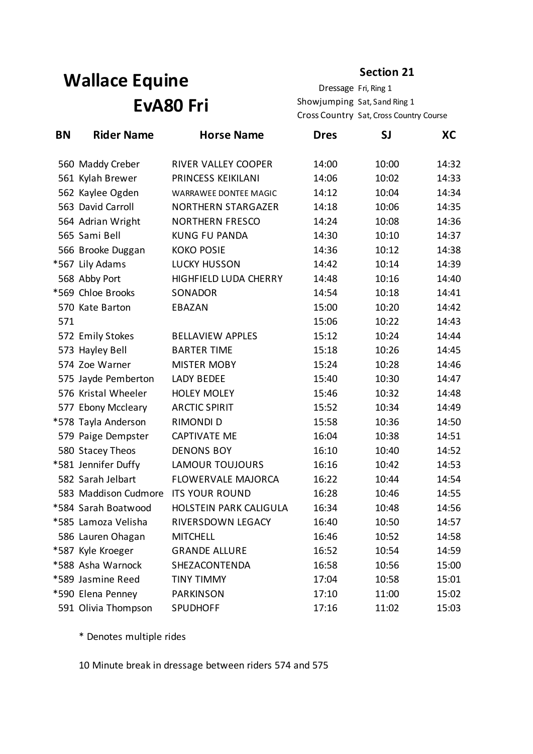# Wallace Equine

## EvA80 Fri

**Section 21**

Dressage Fri, Ring 1
Showjumping Sat, Sand Ring 1
Cross Country Sat, Cross Country Course

| BN | Rider Name | Horse Name | Dres | SJ | XC |
|---|---|---|---|---|---|
| 560 | Maddy Creber | RIVER VALLEY COOPER | 14:00 | 10:00 | 14:32 |
| 561 | Kylah Brewer | PRINCESS KEIKILANI | 14:06 | 10:02 | 14:33 |
| 562 | Kaylee Ogden | WARRAWEE DONTEE MAGIC | 14:12 | 10:04 | 14:34 |
| 563 | David Carroll | NORTHERN STARGAZER | 14:18 | 10:06 | 14:35 |
| 564 | Adrian Wright | NORTHERN FRESCO | 14:24 | 10:08 | 14:36 |
| 565 | Sami Bell | KUNG FU PANDA | 14:30 | 10:10 | 14:37 |
| 566 | Brooke Duggan | KOKO POSIE | 14:36 | 10:12 | 14:38 |
| *567 | Lily Adams | LUCKY HUSSON | 14:42 | 10:14 | 14:39 |
| 568 | Abby Port | HIGHFIELD LUDA CHERRY | 14:48 | 10:16 | 14:40 |
| *569 | Chloe Brooks | SONADOR | 14:54 | 10:18 | 14:41 |
| 570 | Kate Barton | EBAZAN | 15:00 | 10:20 | 14:42 |
| 571 | | | 15:06 | 10:22 | 14:43 |
| 572 | Emily Stokes | BELLAVIEW APPLES | 15:12 | 10:24 | 14:44 |
| 573 | Hayley Bell | BARTER TIME | 15:18 | 10:26 | 14:45 |
| 574 | Zoe Warner | MISTER MOBY | 15:24 | 10:28 | 14:46 |
| 575 | Jayde Pemberton | LADY BEDEE | 15:40 | 10:30 | 14:47 |
| 576 | Kristal Wheeler | HOLEY MOLEY | 15:46 | 10:32 | 14:48 |
| 577 | Ebony Mccleary | ARCTIC SPIRIT | 15:52 | 10:34 | 14:49 |
| *578 | Tayla Anderson | RIMONDI D | 15:58 | 10:36 | 14:50 |
| 579 | Paige Dempster | CAPTIVATE ME | 16:04 | 10:38 | 14:51 |
| 580 | Stacey Theos | DENONS BOY | 16:10 | 10:40 | 14:52 |
| *581 | Jennifer Duffy | LAMOUR TOUJOURS | 16:16 | 10:42 | 14:53 |
| 582 | Sarah Jelbart | FLOWERVALE MAJORCA | 16:22 | 10:44 | 14:54 |
| 583 | Maddison Cudmore | ITS YOUR ROUND | 16:28 | 10:46 | 14:55 |
| *584 | Sarah Boatwood | HOLSTEIN PARK CALIGULA | 16:34 | 10:48 | 14:56 |
| *585 | Lamoza Velisha | RIVERSDOWN LEGACY | 16:40 | 10:50 | 14:57 |
| 586 | Lauren Ohagan | MITCHELL | 16:46 | 10:52 | 14:58 |
| *587 | Kyle Kroeger | GRANDE ALLURE | 16:52 | 10:54 | 14:59 |
| *588 | Asha Warnock | SHEZACONTENDA | 16:58 | 10:56 | 15:00 |
| *589 | Jasmine Reed | TINY TIMMY | 17:04 | 10:58 | 15:01 |
| *590 | Elena Penney | PARKINSON | 17:10 | 11:00 | 15:02 |
| 591 | Olivia Thompson | SPUDHOFF | 17:16 | 11:02 | 15:03 |

* Denotes multiple rides

10 Minute break in dressage between riders 574 and 575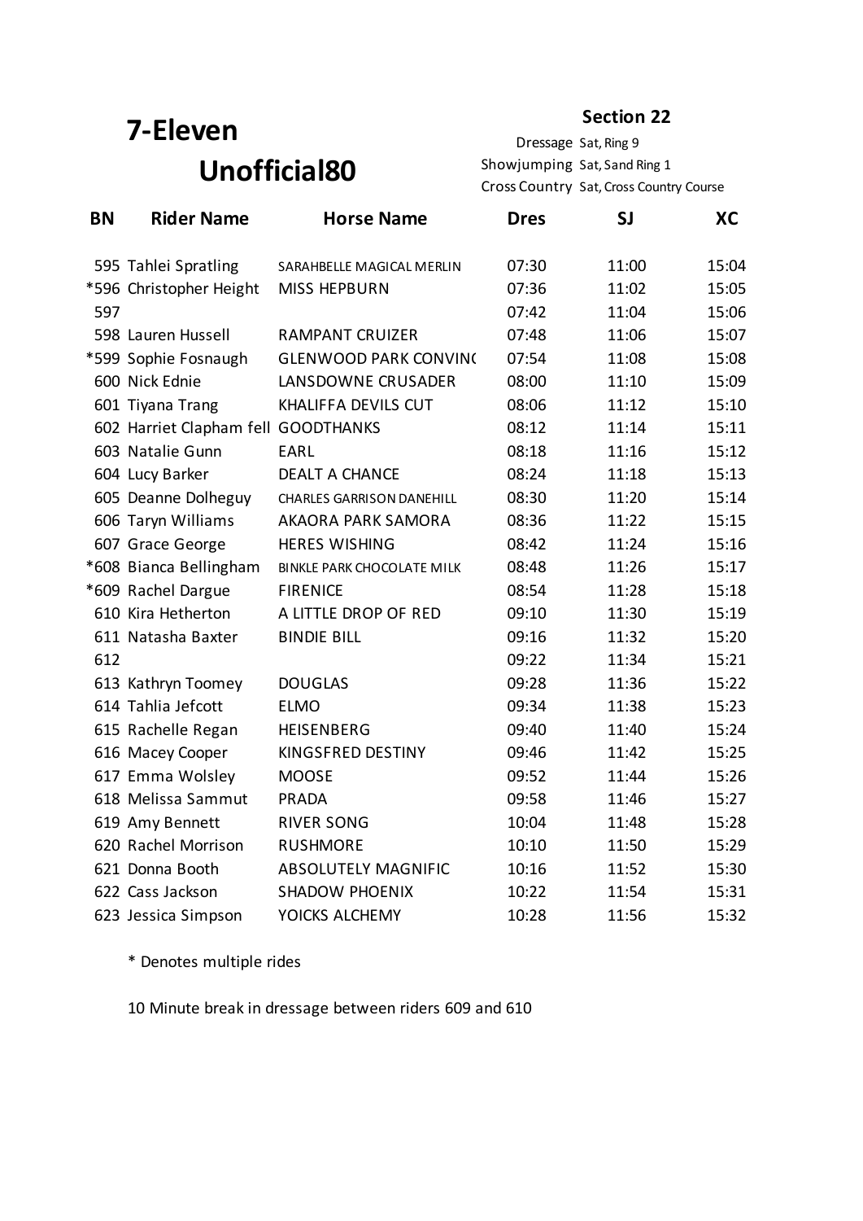# 7-Eleven

# Unofficial80

## Section 22

Dressage Sat, Ring 9
Showjumping Sat, Sand Ring 1
Cross Country Sat, Cross Country Course

| BN | Rider Name | Horse Name | Dres | SJ | XC |
|---|---|---|---|---|---|
| 595 | Tahlei Spratling | SARAHBELLE MAGICAL MERLIN | 07:30 | 11:00 | 15:04 |
| *596 | Christopher Height | MISS HEPBURN | 07:36 | 11:02 | 15:05 |
| 597 | | | 07:42 | 11:04 | 15:06 |
| 598 | Lauren Hussell | RAMPANT CRUIZER | 07:48 | 11:06 | 15:07 |
| *599 | Sophie Fosnaugh | GLENWOOD PARK CONVINC | 07:54 | 11:08 | 15:08 |
| 600 | Nick Ednie | LANSDOWNE CRUSADER | 08:00 | 11:10 | 15:09 |
| 601 | Tiyana Trang | KHALIFFA DEVILS CUT | 08:06 | 11:12 | 15:10 |
| 602 | Harriet Clapham fell | GOODTHANKS | 08:12 | 11:14 | 15:11 |
| 603 | Natalie Gunn | EARL | 08:18 | 11:16 | 15:12 |
| 604 | Lucy Barker | DEALT A CHANCE | 08:24 | 11:18 | 15:13 |
| 605 | Deanne Dolheguy | CHARLES GARRISON DANEHILL | 08:30 | 11:20 | 15:14 |
| 606 | Taryn Williams | AKAORA PARK SAMORA | 08:36 | 11:22 | 15:15 |
| 607 | Grace George | HERES WISHING | 08:42 | 11:24 | 15:16 |
| *608 | Bianca Bellingham | BINKLE PARK CHOCOLATE MILK | 08:48 | 11:26 | 15:17 |
| *609 | Rachel Dargue | FIRENICE | 08:54 | 11:28 | 15:18 |
| 610 | Kira Hetherton | A LITTLE DROP OF RED | 09:10 | 11:30 | 15:19 |
| 611 | Natasha Baxter | BINDIE BILL | 09:16 | 11:32 | 15:20 |
| 612 | | | 09:22 | 11:34 | 15:21 |
| 613 | Kathryn Toomey | DOUGLAS | 09:28 | 11:36 | 15:22 |
| 614 | Tahlia Jefcott | ELMO | 09:34 | 11:38 | 15:23 |
| 615 | Rachelle Regan | HEISENBERG | 09:40 | 11:40 | 15:24 |
| 616 | Macey Cooper | KINGSFRED DESTINY | 09:46 | 11:42 | 15:25 |
| 617 | Emma Wolsley | MOOSE | 09:52 | 11:44 | 15:26 |
| 618 | Melissa Sammut | PRADA | 09:58 | 11:46 | 15:27 |
| 619 | Amy Bennett | RIVER SONG | 10:04 | 11:48 | 15:28 |
| 620 | Rachel Morrison | RUSHMORE | 10:10 | 11:50 | 15:29 |
| 621 | Donna Booth | ABSOLUTELY MAGNIFIC | 10:16 | 11:52 | 15:30 |
| 622 | Cass Jackson | SHADOW PHOENIX | 10:22 | 11:54 | 15:31 |
| 623 | Jessica Simpson | YOICKS ALCHEMY | 10:28 | 11:56 | 15:32 |

* Denotes multiple rides

10 Minute break in dressage between riders 609 and 610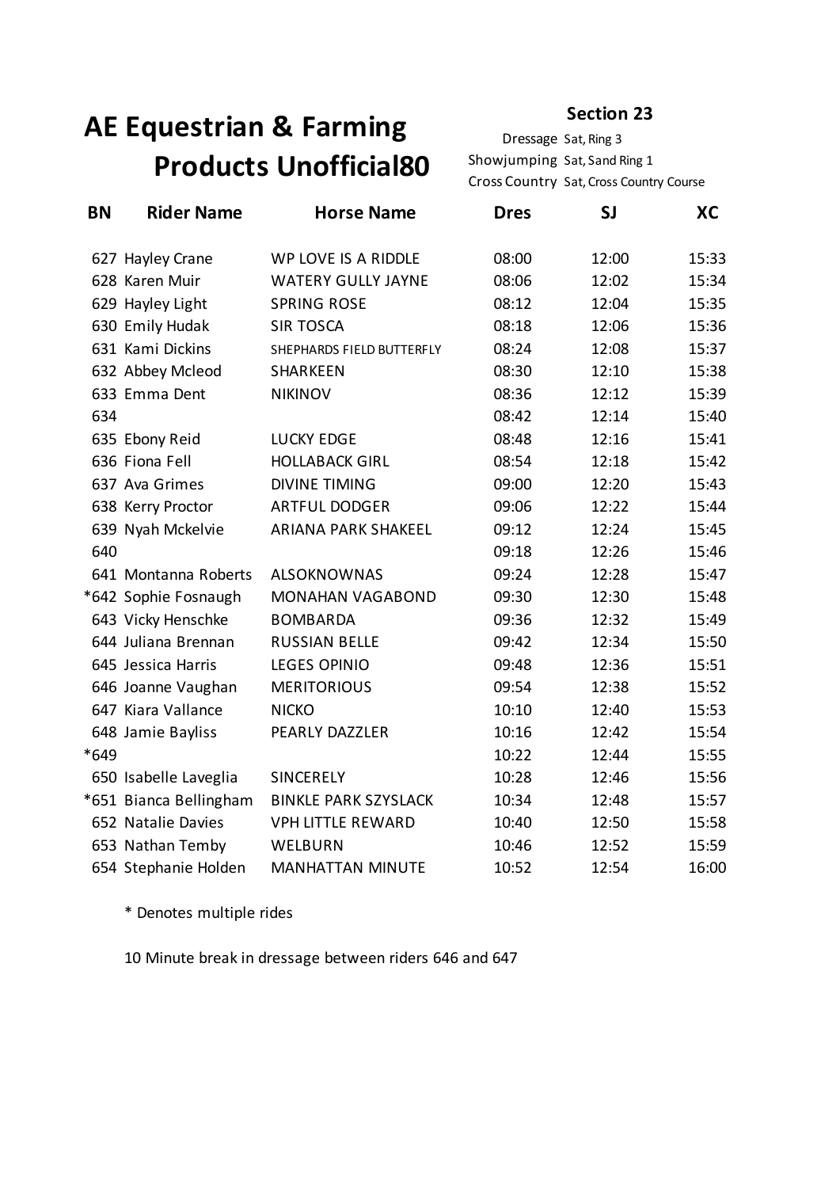# AE Equestrian & Farming Products Unofficial80

**Section 23**

Dressage Sat, Ring 3
Showjumping Sat, Sand Ring 1
Cross Country Sat, Cross Country Course

| BN | Rider Name | Horse Name | Dres | SJ | XC |
|---|---|---|---|---|---|
| 627 | Hayley Crane | WP LOVE IS A RIDDLE | 08:00 | 12:00 | 15:33 |
| 628 | Karen Muir | WATERY GULLY JAYNE | 08:06 | 12:02 | 15:34 |
| 629 | Hayley Light | SPRING ROSE | 08:12 | 12:04 | 15:35 |
| 630 | Emily Hudak | SIR TOSCA | 08:18 | 12:06 | 15:36 |
| 631 | Kami Dickins | SHEPHARDS FIELD BUTTERFLY | 08:24 | 12:08 | 15:37 |
| 632 | Abbey Mcleod | SHARKEEN | 08:30 | 12:10 | 15:38 |
| 633 | Emma Dent | NIKINOV | 08:36 | 12:12 | 15:39 |
| 634 | | | 08:42 | 12:14 | 15:40 |
| 635 | Ebony Reid | LUCKY EDGE | 08:48 | 12:16 | 15:41 |
| 636 | Fiona Fell | HOLLABACK GIRL | 08:54 | 12:18 | 15:42 |
| 637 | Ava Grimes | DIVINE TIMING | 09:00 | 12:20 | 15:43 |
| 638 | Kerry Proctor | ARTFUL DODGER | 09:06 | 12:22 | 15:44 |
| 639 | Nyah Mckelvie | ARIANA PARK SHAKEEL | 09:12 | 12:24 | 15:45 |
| 640 | | | 09:18 | 12:26 | 15:46 |
| 641 | Montanna Roberts | ALSOKNOWNAS | 09:24 | 12:28 | 15:47 |
| *642 | Sophie Fosnaugh | MONAHAN VAGABOND | 09:30 | 12:30 | 15:48 |
| 643 | Vicky Henschke | BOMBARDA | 09:36 | 12:32 | 15:49 |
| 644 | Juliana Brennan | RUSSIAN BELLE | 09:42 | 12:34 | 15:50 |
| 645 | Jessica Harris | LEGES OPINIO | 09:48 | 12:36 | 15:51 |
| 646 | Joanne Vaughan | MERITORIOUS | 09:54 | 12:38 | 15:52 |
| 647 | Kiara Vallance | NICKO | 10:10 | 12:40 | 15:53 |
| 648 | Jamie Bayliss | PEARLY DAZZLER | 10:16 | 12:42 | 15:54 |
| *649 | | | 10:22 | 12:44 | 15:55 |
| 650 | Isabelle Laveglia | SINCERELY | 10:28 | 12:46 | 15:56 |
| *651 | Bianca Bellingham | BINKLE PARK SZYSLACK | 10:34 | 12:48 | 15:57 |
| 652 | Natalie Davies | VPH LITTLE REWARD | 10:40 | 12:50 | 15:58 |
| 653 | Nathan Temby | WELBURN | 10:46 | 12:52 | 15:59 |
| 654 | Stephanie Holden | MANHATTAN MINUTE | 10:52 | 12:54 | 16:00 |

\* Denotes multiple rides

10 Minute break in dressage between riders 646 and 647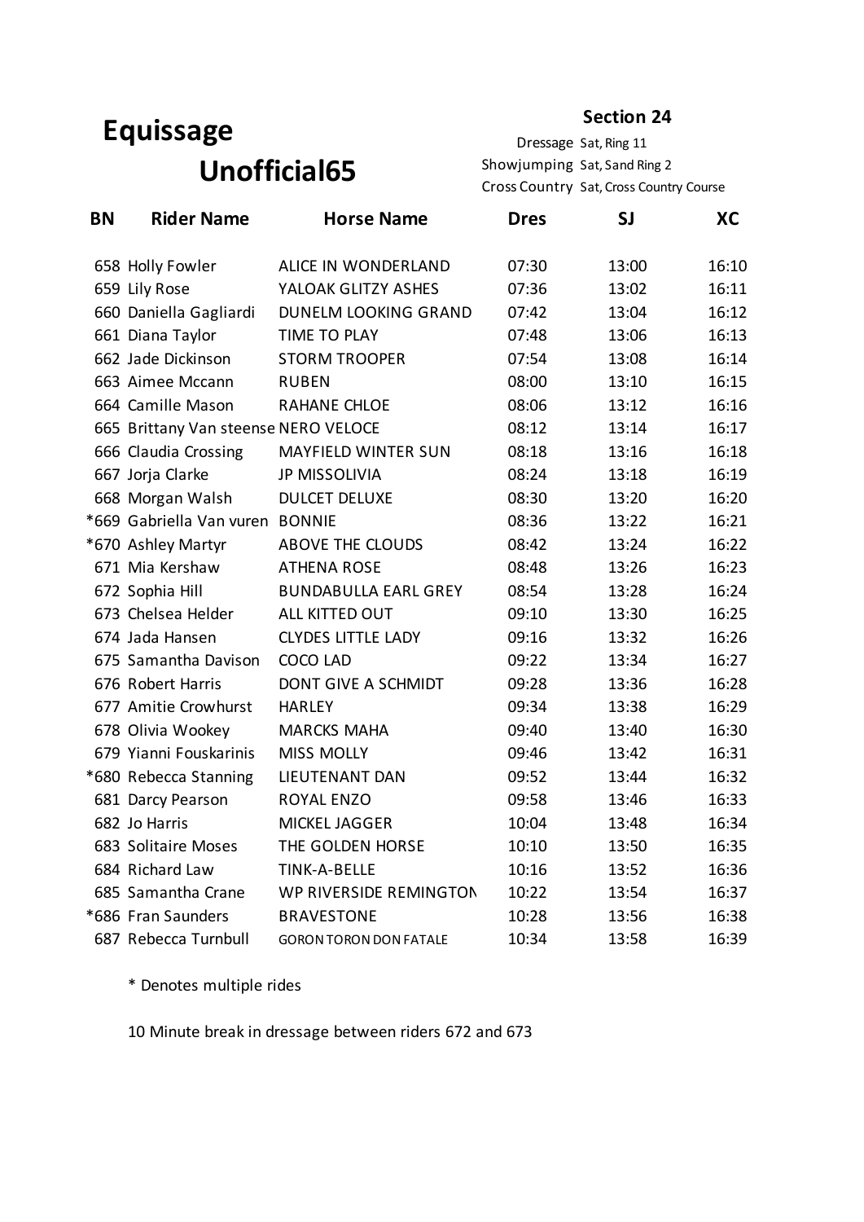# Equissage

## Unofficial65

**Section 24**

Dressage Sat, Ring 11
Showjumping Sat, Sand Ring 2
Cross Country Sat, Cross Country Course

| BN | Rider Name | Horse Name | Dres | SJ | XC |
|---|---|---|---|---|---|
| 658 | Holly Fowler | ALICE IN WONDERLAND | 07:30 | 13:00 | 16:10 |
| 659 | Lily Rose | YALOAK GLITZY ASHES | 07:36 | 13:02 | 16:11 |
| 660 | Daniella Gagliardi | DUNELM LOOKING GRAND | 07:42 | 13:04 | 16:12 |
| 661 | Diana Taylor | TIME TO PLAY | 07:48 | 13:06 | 16:13 |
| 662 | Jade Dickinson | STORM TROOPER | 07:54 | 13:08 | 16:14 |
| 663 | Aimee Mccann | RUBEN | 08:00 | 13:10 | 16:15 |
| 664 | Camille Mason | RAHANE CHLOE | 08:06 | 13:12 | 16:16 |
| 665 | Brittany Van steense | NERO VELOCE | 08:12 | 13:14 | 16:17 |
| 666 | Claudia Crossing | MAYFIELD WINTER SUN | 08:18 | 13:16 | 16:18 |
| 667 | Jorja Clarke | JP MISSOLIVIA | 08:24 | 13:18 | 16:19 |
| 668 | Morgan Walsh | DULCET DELUXE | 08:30 | 13:20 | 16:20 |
| *669 | Gabriella Van vuren | BONNIE | 08:36 | 13:22 | 16:21 |
| *670 | Ashley Martyr | ABOVE THE CLOUDS | 08:42 | 13:24 | 16:22 |
| 671 | Mia Kershaw | ATHENA ROSE | 08:48 | 13:26 | 16:23 |
| 672 | Sophia Hill | BUNDABULLA EARL GREY | 08:54 | 13:28 | 16:24 |
| 673 | Chelsea Helder | ALL KITTED OUT | 09:10 | 13:30 | 16:25 |
| 674 | Jada Hansen | CLYDES LITTLE LADY | 09:16 | 13:32 | 16:26 |
| 675 | Samantha Davison | COCO LAD | 09:22 | 13:34 | 16:27 |
| 676 | Robert Harris | DONT GIVE A SCHMIDT | 09:28 | 13:36 | 16:28 |
| 677 | Amitie Crowhurst | HARLEY | 09:34 | 13:38 | 16:29 |
| 678 | Olivia Wookey | MARCKS MAHA | 09:40 | 13:40 | 16:30 |
| 679 | Yianni Fouskarinis | MISS MOLLY | 09:46 | 13:42 | 16:31 |
| *680 | Rebecca Stanning | LIEUTENANT DAN | 09:52 | 13:44 | 16:32 |
| 681 | Darcy Pearson | ROYAL ENZO | 09:58 | 13:46 | 16:33 |
| 682 | Jo Harris | MICKEL JAGGER | 10:04 | 13:48 | 16:34 |
| 683 | Solitaire Moses | THE GOLDEN HORSE | 10:10 | 13:50 | 16:35 |
| 684 | Richard Law | TINK-A-BELLE | 10:16 | 13:52 | 16:36 |
| 685 | Samantha Crane | WP RIVERSIDE REMINGTON | 10:22 | 13:54 | 16:37 |
| *686 | Fran Saunders | BRAVESTONE | 10:28 | 13:56 | 16:38 |
| 687 | Rebecca Turnbull | GORON TORON DON FATALE | 10:34 | 13:58 | 16:39 |

* Denotes multiple rides

10 Minute break in dressage between riders 672 and 673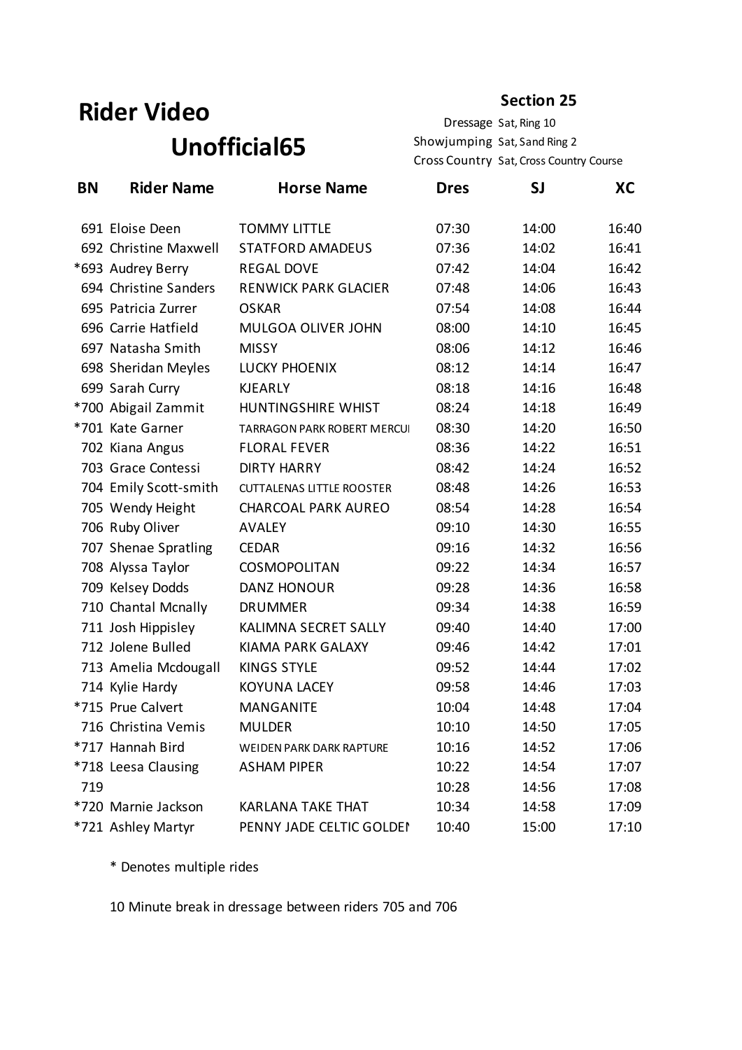# Rider Video

## Unofficial65

**Section 25**

Dressage Sat, Ring 10
Showjumping Sat, Sand Ring 2
Cross Country Sat, Cross Country Course

| BN | Rider Name | Horse Name | Dres | SJ | XC |
|---|---|---|---|---|---|
| 691 | Eloise Deen | TOMMY LITTLE | 07:30 | 14:00 | 16:40 |
| 692 | Christine Maxwell | STATFORD AMADEUS | 07:36 | 14:02 | 16:41 |
| *693 | Audrey Berry | REGAL DOVE | 07:42 | 14:04 | 16:42 |
| 694 | Christine Sanders | RENWICK PARK GLACIER | 07:48 | 14:06 | 16:43 |
| 695 | Patricia Zurrer | OSKAR | 07:54 | 14:08 | 16:44 |
| 696 | Carrie Hatfield | MULGOA OLIVER JOHN | 08:00 | 14:10 | 16:45 |
| 697 | Natasha Smith | MISSY | 08:06 | 14:12 | 16:46 |
| 698 | Sheridan Meyles | LUCKY PHOENIX | 08:12 | 14:14 | 16:47 |
| 699 | Sarah Curry | KJEARLY | 08:18 | 14:16 | 16:48 |
| *700 | Abigail Zammit | HUNTINGSHIRE WHIST | 08:24 | 14:18 | 16:49 |
| *701 | Kate Garner | TARRAGON PARK ROBERT MERCUI | 08:30 | 14:20 | 16:50 |
| 702 | Kiana Angus | FLORAL FEVER | 08:36 | 14:22 | 16:51 |
| 703 | Grace Contessi | DIRTY HARRY | 08:42 | 14:24 | 16:52 |
| 704 | Emily Scott-smith | CUTTALENAS LITTLE ROOSTER | 08:48 | 14:26 | 16:53 |
| 705 | Wendy Height | CHARCOAL PARK AUREO | 08:54 | 14:28 | 16:54 |
| 706 | Ruby Oliver | AVALEY | 09:10 | 14:30 | 16:55 |
| 707 | Shenae Spratling | CEDAR | 09:16 | 14:32 | 16:56 |
| 708 | Alyssa Taylor | COSMOPOLITAN | 09:22 | 14:34 | 16:57 |
| 709 | Kelsey Dodds | DANZ HONOUR | 09:28 | 14:36 | 16:58 |
| 710 | Chantal Mcnally | DRUMMER | 09:34 | 14:38 | 16:59 |
| 711 | Josh Hippisley | KALIMNA SECRET SALLY | 09:40 | 14:40 | 17:00 |
| 712 | Jolene Bulled | KIAMA PARK GALAXY | 09:46 | 14:42 | 17:01 |
| 713 | Amelia Mcdougall | KINGS STYLE | 09:52 | 14:44 | 17:02 |
| 714 | Kylie Hardy | KOYUNA LACEY | 09:58 | 14:46 | 17:03 |
| *715 | Prue Calvert | MANGANITE | 10:04 | 14:48 | 17:04 |
| 716 | Christina Vemis | MULDER | 10:10 | 14:50 | 17:05 |
| *717 | Hannah Bird | WEIDEN PARK DARK RAPTURE | 10:16 | 14:52 | 17:06 |
| *718 | Leesa Clausing | ASHAM PIPER | 10:22 | 14:54 | 17:07 |
| 719 | | | 10:28 | 14:56 | 17:08 |
| *720 | Marnie Jackson | KARLANA TAKE THAT | 10:34 | 14:58 | 17:09 |
| *721 | Ashley Martyr | PENNY JADE CELTIC GOLDEI | 10:40 | 15:00 | 17:10 |

\* Denotes multiple rides

10 Minute break in dressage between riders 705 and 706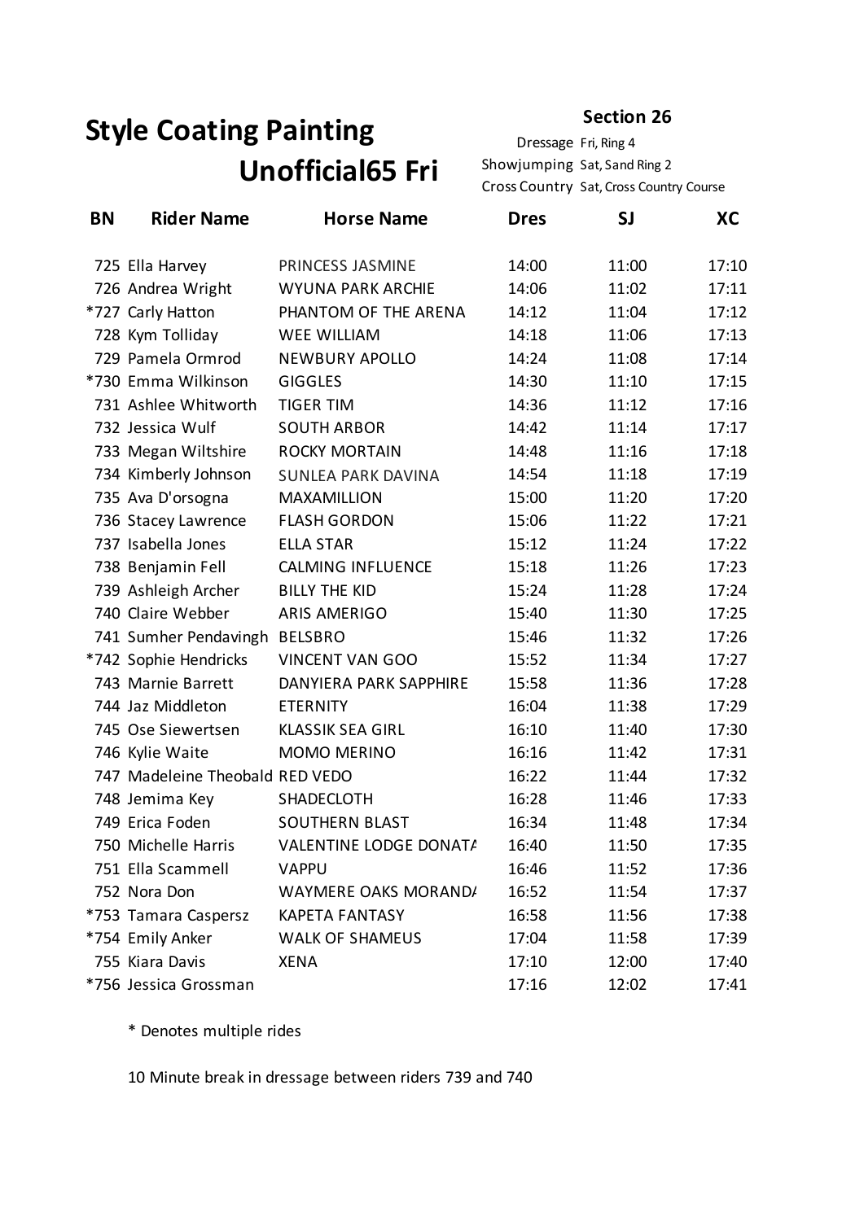# Style Coating Painting

## Unofficial65 Fri

**Section 26**

Dressage Fri, Ring 4
Showjumping Sat, Sand Ring 2
Cross Country Sat, Cross Country Course

| BN | Rider Name | Horse Name | Dres | SJ | XC |
|---|---|---|---|---|---|
| 725 | Ella Harvey | PRINCESS JASMINE | 14:00 | 11:00 | 17:10 |
| 726 | Andrea Wright | WYUNA PARK ARCHIE | 14:06 | 11:02 | 17:11 |
| *727 | Carly Hatton | PHANTOM OF THE ARENA | 14:12 | 11:04 | 17:12 |
| 728 | Kym Tolliday | WEE WILLIAM | 14:18 | 11:06 | 17:13 |
| 729 | Pamela Ormrod | NEWBURY APOLLO | 14:24 | 11:08 | 17:14 |
| *730 | Emma Wilkinson | GIGGLES | 14:30 | 11:10 | 17:15 |
| 731 | Ashlee Whitworth | TIGER TIM | 14:36 | 11:12 | 17:16 |
| 732 | Jessica Wulf | SOUTH ARBOR | 14:42 | 11:14 | 17:17 |
| 733 | Megan Wiltshire | ROCKY MORTAIN | 14:48 | 11:16 | 17:18 |
| 734 | Kimberly Johnson | SUNLEA PARK DAVINA | 14:54 | 11:18 | 17:19 |
| 735 | Ava D'orsogna | MAXAMILLION | 15:00 | 11:20 | 17:20 |
| 736 | Stacey Lawrence | FLASH GORDON | 15:06 | 11:22 | 17:21 |
| 737 | Isabella Jones | ELLA STAR | 15:12 | 11:24 | 17:22 |
| 738 | Benjamin Fell | CALMING INFLUENCE | 15:18 | 11:26 | 17:23 |
| 739 | Ashleigh Archer | BILLY THE KID | 15:24 | 11:28 | 17:24 |
| 740 | Claire Webber | ARIS AMERIGO | 15:40 | 11:30 | 17:25 |
| 741 | Sumher Pendavingh | BELSBRO | 15:46 | 11:32 | 17:26 |
| *742 | Sophie Hendricks | VINCENT VAN GOO | 15:52 | 11:34 | 17:27 |
| 743 | Marnie Barrett | DANYIERA PARK SAPPHIRE | 15:58 | 11:36 | 17:28 |
| 744 | Jaz Middleton | ETERNITY | 16:04 | 11:38 | 17:29 |
| 745 | Ose Siewertsen | KLASSIK SEA GIRL | 16:10 | 11:40 | 17:30 |
| 746 | Kylie Waite | MOMO MERINO | 16:16 | 11:42 | 17:31 |
| 747 | Madeleine Theobald | RED VEDO | 16:22 | 11:44 | 17:32 |
| 748 | Jemima Key | SHADECLOTH | 16:28 | 11:46 | 17:33 |
| 749 | Erica Foden | SOUTHERN BLAST | 16:34 | 11:48 | 17:34 |
| 750 | Michelle Harris | VALENTINE LODGE DONATA | 16:40 | 11:50 | 17:35 |
| 751 | Ella Scammell | VAPPU | 16:46 | 11:52 | 17:36 |
| 752 | Nora Don | WAYMERE OAKS MORANDA | 16:52 | 11:54 | 17:37 |
| *753 | Tamara Caspersz | KAPETA FANTASY | 16:58 | 11:56 | 17:38 |
| *754 | Emily Anker | WALK OF SHAMEUS | 17:04 | 11:58 | 17:39 |
| 755 | Kiara Davis | XENA | 17:10 | 12:00 | 17:40 |
| *756 | Jessica Grossman | | 17:16 | 12:02 | 17:41 |

* Denotes multiple rides

10 Minute break in dressage between riders 739 and 740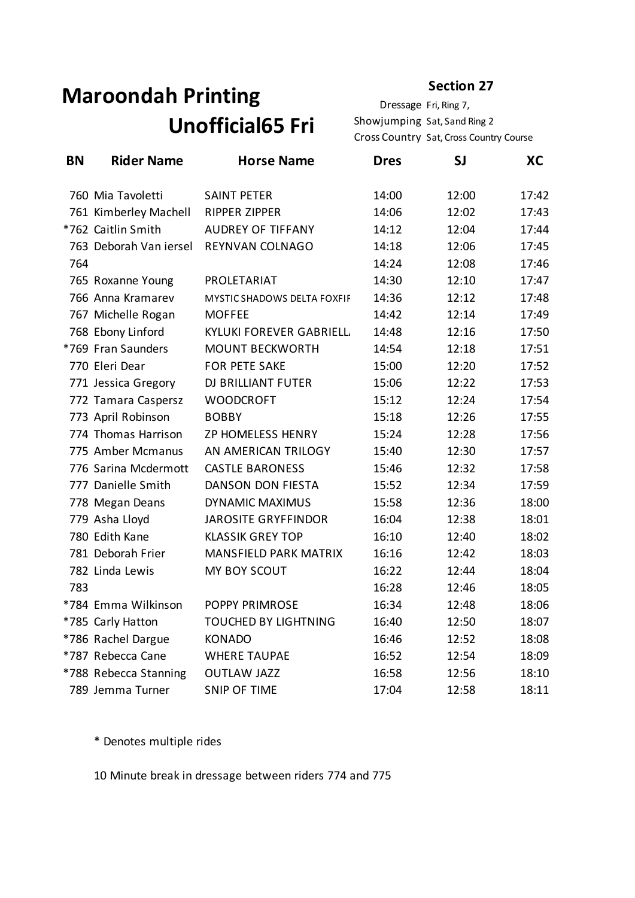# Maroondah Printing

# Unofficial65 Fri

**Section 27**

Dressage Fri, Ring 7,
Showjumping Sat, Sand Ring 2
Cross Country Sat, Cross Country Course

| BN | Rider Name | Horse Name | Dres | SJ | XC |
|---|---|---|---|---|---|
| 760 | Mia Tavoletti | SAINT PETER | 14:00 | 12:00 | 17:42 |
| 761 | Kimberley Machell | RIPPER ZIPPER | 14:06 | 12:02 | 17:43 |
| *762 | Caitlin Smith | AUDREY OF TIFFANY | 14:12 | 12:04 | 17:44 |
| 763 | Deborah Van iersel | REYNVAN COLNAGO | 14:18 | 12:06 | 17:45 |
| 764 | | | 14:24 | 12:08 | 17:46 |
| 765 | Roxanne Young | PROLETARIAT | 14:30 | 12:10 | 17:47 |
| 766 | Anna Kramarev | MYSTIC SHADOWS DELTA FOXFIF | 14:36 | 12:12 | 17:48 |
| 767 | Michelle Rogan | MOFFEE | 14:42 | 12:14 | 17:49 |
| 768 | Ebony Linford | KYLUKI FOREVER GABRIELL | 14:48 | 12:16 | 17:50 |
| *769 | Fran Saunders | MOUNT BECKWORTH | 14:54 | 12:18 | 17:51 |
| 770 | Eleri Dear | FOR PETE SAKE | 15:00 | 12:20 | 17:52 |
| 771 | Jessica Gregory | DJ BRILLIANT FUTER | 15:06 | 12:22 | 17:53 |
| 772 | Tamara Caspersz | WOODCROFT | 15:12 | 12:24 | 17:54 |
| 773 | April Robinson | BOBBY | 15:18 | 12:26 | 17:55 |
| 774 | Thomas Harrison | ZP HOMELESS HENRY | 15:24 | 12:28 | 17:56 |
| 775 | Amber Mcmanus | AN AMERICAN TRILOGY | 15:40 | 12:30 | 17:57 |
| 776 | Sarina Mcdermott | CASTLE BARONESS | 15:46 | 12:32 | 17:58 |
| 777 | Danielle Smith | DANSON DON FIESTA | 15:52 | 12:34 | 17:59 |
| 778 | Megan Deans | DYNAMIC MAXIMUS | 15:58 | 12:36 | 18:00 |
| 779 | Asha Lloyd | JAROSITE GRYFFINDOR | 16:04 | 12:38 | 18:01 |
| 780 | Edith Kane | KLASSIK GREY TOP | 16:10 | 12:40 | 18:02 |
| 781 | Deborah Frier | MANSFIELD PARK MATRIX | 16:16 | 12:42 | 18:03 |
| 782 | Linda Lewis | MY BOY SCOUT | 16:22 | 12:44 | 18:04 |
| 783 | | | 16:28 | 12:46 | 18:05 |
| *784 | Emma Wilkinson | POPPY PRIMROSE | 16:34 | 12:48 | 18:06 |
| *785 | Carly Hatton | TOUCHED BY LIGHTNING | 16:40 | 12:50 | 18:07 |
| *786 | Rachel Dargue | KONADO | 16:46 | 12:52 | 18:08 |
| *787 | Rebecca Cane | WHERE TAUPAE | 16:52 | 12:54 | 18:09 |
| *788 | Rebecca Stanning | OUTLAW JAZZ | 16:58 | 12:56 | 18:10 |
| 789 | Jemma Turner | SNIP OF TIME | 17:04 | 12:58 | 18:11 |

* Denotes multiple rides

10 Minute break in dressage between riders 774 and 775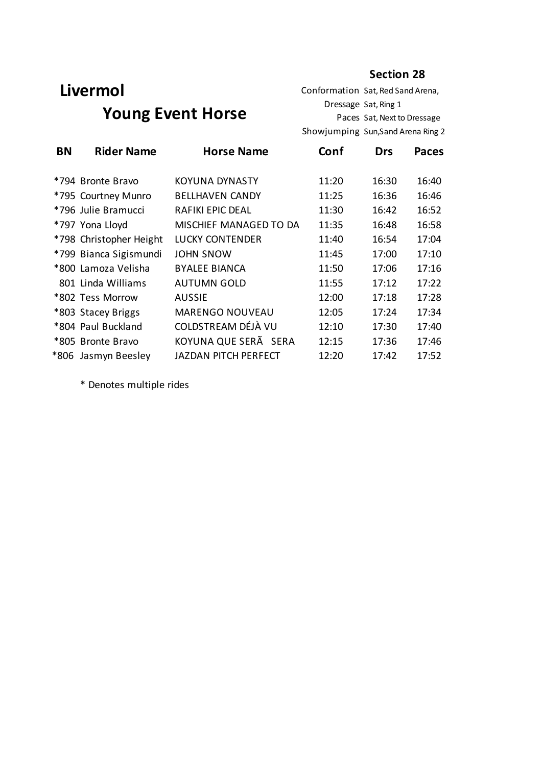# Livermol

## Young Event Horse

**Section 28**

Conformation Sat, Red Sand Arena,
Dressage Sat, Ring 1
Paces Sat, Next to Dressage
Showjumping Sun,Sand Arena Ring 2

| BN | Rider Name | Horse Name | Conf | Drs | Paces |
|---|---|---|---|---|---|
| *794 | Bronte Bravo | KOYUNA DYNASTY | 11:20 | 16:30 | 16:40 |
| *795 | Courtney Munro | BELLHAVEN CANDY | 11:25 | 16:36 | 16:46 |
| *796 | Julie Bramucci | RAFIKI EPIC DEAL | 11:30 | 16:42 | 16:52 |
| *797 | Yona Lloyd | MISCHIEF MANAGED TO DA | 11:35 | 16:48 | 16:58 |
| *798 | Christopher Height | LUCKY CONTENDER | 11:40 | 16:54 | 17:04 |
| *799 | Bianca Sigismundi | JOHN SNOW | 11:45 | 17:00 | 17:10 |
| *800 | Lamoza Velisha | BYALEE BIANCA | 11:50 | 17:06 | 17:16 |
| 801 | Linda Williams | AUTUMN GOLD | 11:55 | 17:12 | 17:22 |
| *802 | Tess Morrow | AUSSIE | 12:00 | 17:18 | 17:28 |
| *803 | Stacey Briggs | MARENGO NOUVEAU | 12:05 | 17:24 | 17:34 |
| *804 | Paul Buckland | COLDSTREAM DÉJÀ VU | 12:10 | 17:30 | 17:40 |
| *805 | Bronte Bravo | KOYUNA QUE SERÃ SERA | 12:15 | 17:36 | 17:46 |
| *806 | Jasmyn Beesley | JAZDAN PITCH PERFECT | 12:20 | 17:42 | 17:52 |

* Denotes multiple rides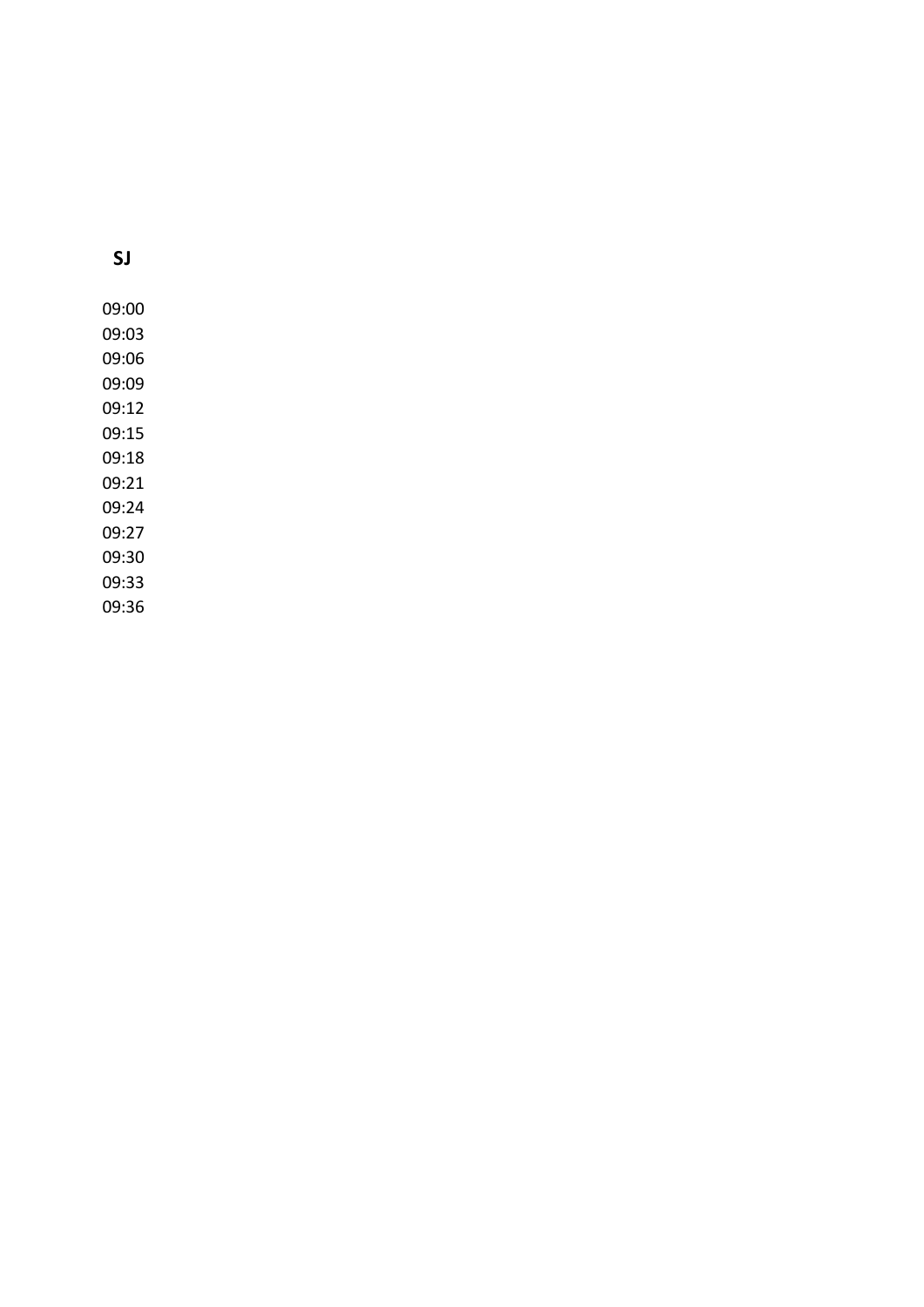**SJ**

09:00
09:03
09:06
09:09
09:12
09:15
09:18
09:21
09:24
09:27
09:30
09:33
09:36